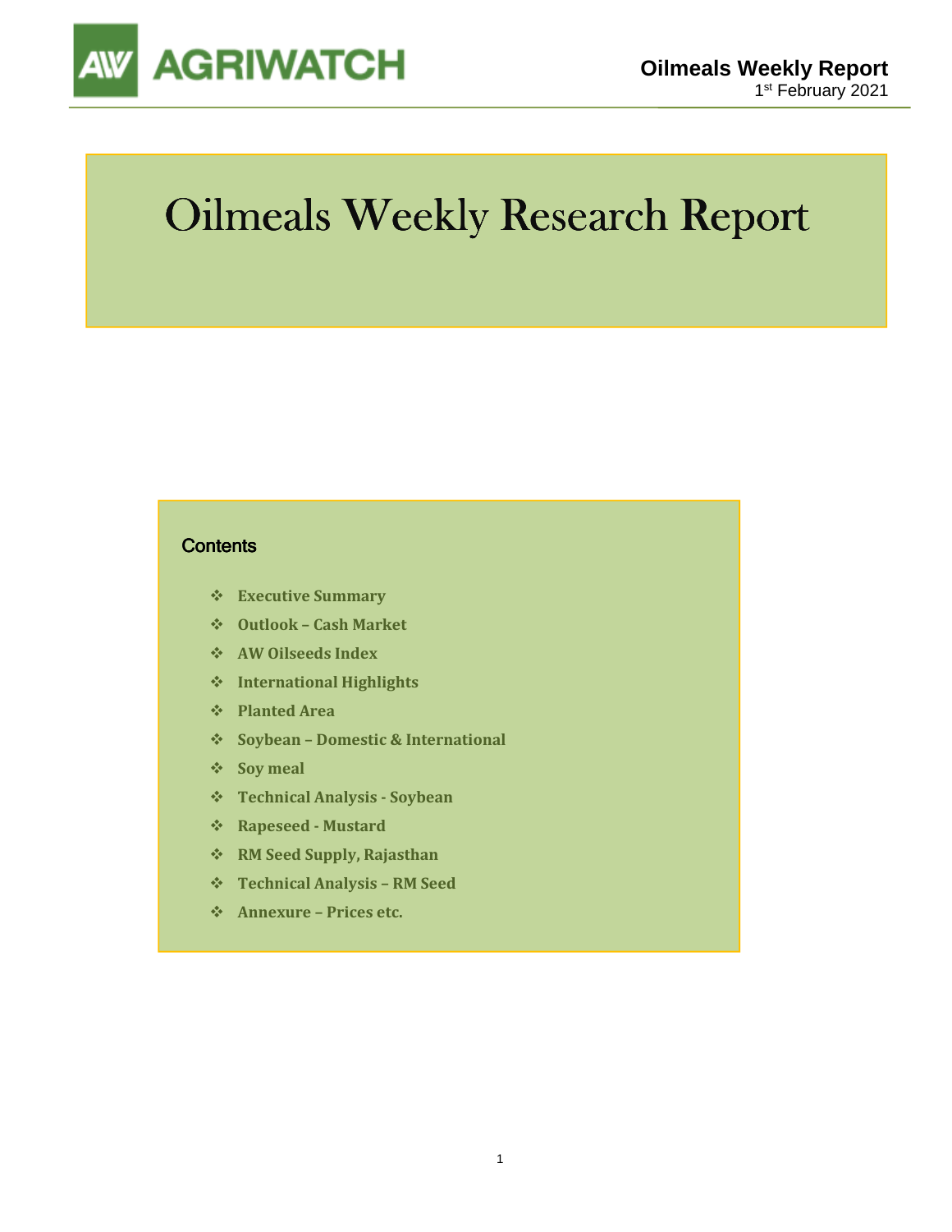# Oilmeals Weekly Research Report

## Contents

- Executive Summary
- Outlook – Cash Market
- AW Oilseeds Index
- International Highlights
- Planted Area
- Soybean – Domestic & International
- Soy meal
- Technical Analysis - Soybean
- Rapeseed - Mustard
- RM Seed Supply, Rajasthan
- Technical Analysis – RM Seed
- Annexure – Prices etc.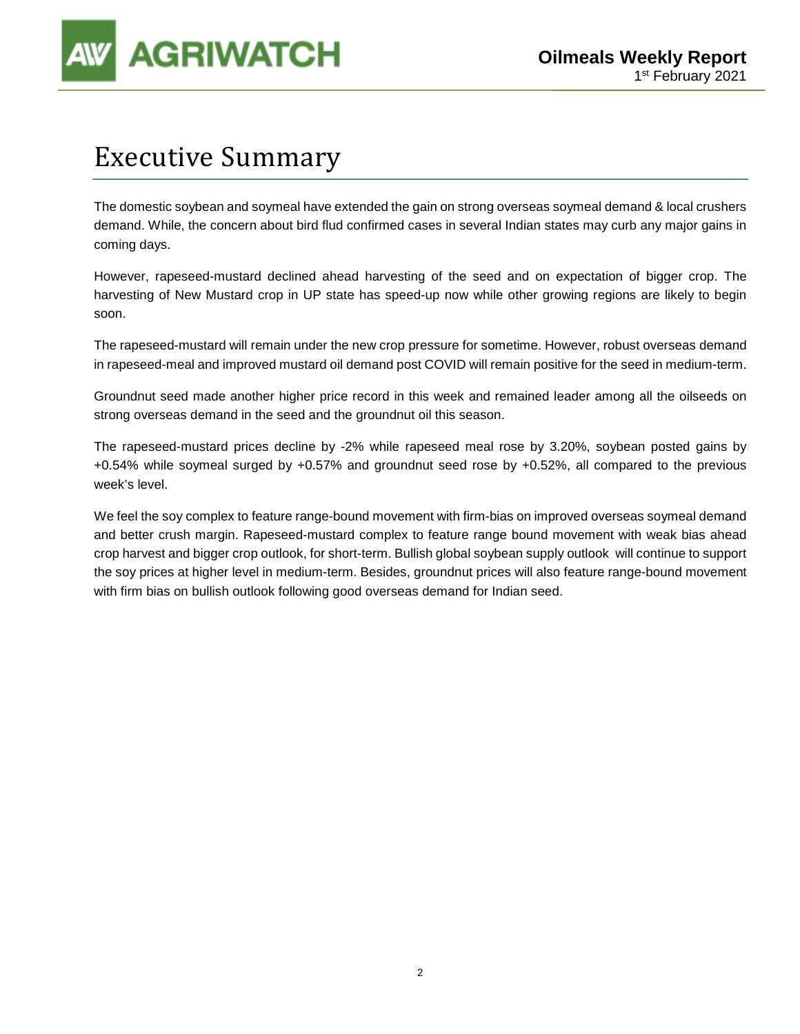# Executive Summary

The domestic soybean and soymeal have extended the gain on strong overseas soymeal demand & local crushers demand. While, the concern about bird flud confirmed cases in several Indian states may curb any major gains in coming days.

However, rapeseed-mustard declined ahead harvesting of the seed and on expectation of bigger crop. The harvesting of New Mustard crop in UP state has speed-up now while other growing regions are likely to begin soon.

The rapeseed-mustard will remain under the new crop pressure for sometime. However, robust overseas demand in rapeseed-meal and improved mustard oil demand post COVID will remain positive for the seed in medium-term.

Groundnut seed made another higher price record in this week and remained leader among all the oilseeds on strong overseas demand in the seed and the groundnut oil this season.

The rapeseed-mustard prices decline by -2% while rapeseed meal rose by 3.20%, soybean posted gains by +0.54% while soymeal surged by +0.57% and groundnut seed rose by +0.52%, all compared to the previous week's level.

We feel the soy complex to feature range-bound movement with firm-bias on improved overseas soymeal demand and better crush margin. Rapeseed-mustard complex to feature range bound movement with weak bias ahead crop harvest and bigger crop outlook, for short-term. Bullish global soybean supply outlook will continue to support the soy prices at higher level in medium-term. Besides, groundnut prices will also feature range-bound movement with firm bias on bullish outlook following good overseas demand for Indian seed.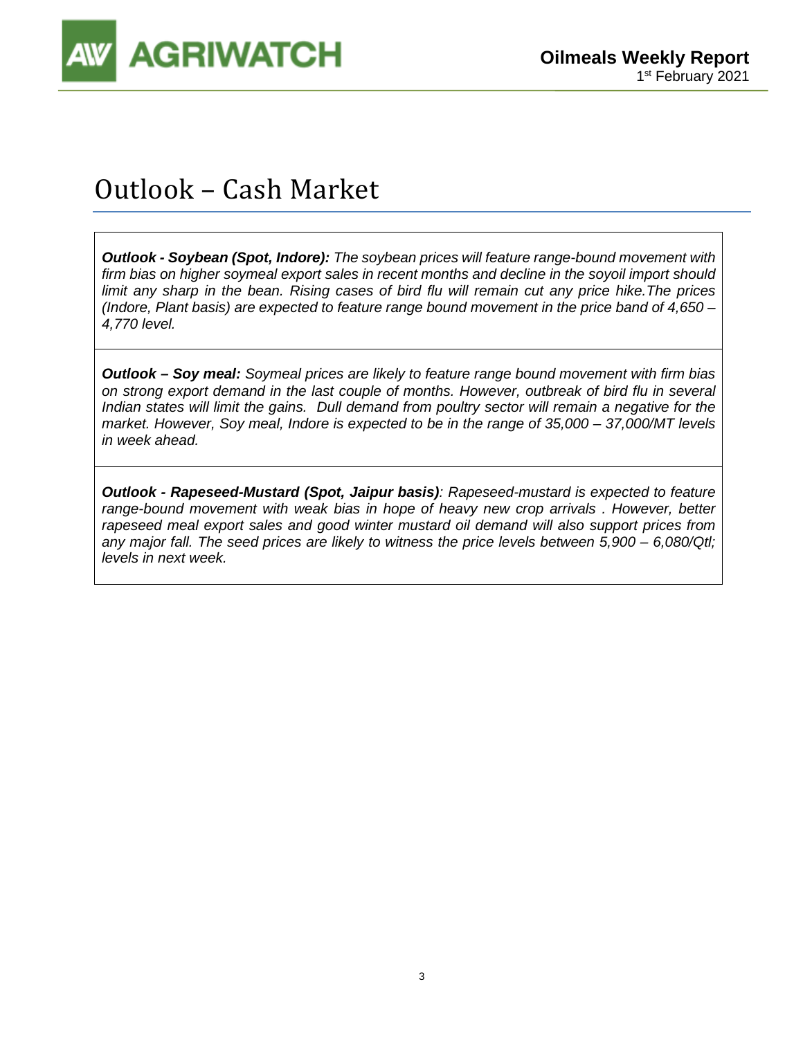# Outlook – Cash Market

***Outlook - Soybean (Spot, Indore):*** *The soybean prices will feature range-bound movement with firm bias on higher soymeal export sales in recent months and decline in the soyoil import should limit any sharp in the bean. Rising cases of bird flu will remain cut any price hike.The prices (Indore, Plant basis) are expected to feature range bound movement in the price band of 4,650 – 4,770 level.*

***Outlook – Soy meal:*** *Soymeal prices are likely to feature range bound movement with firm bias on strong export demand in the last couple of months. However, outbreak of bird flu in several Indian states will limit the gains. Dull demand from poultry sector will remain a negative for the market. However, Soy meal, Indore is expected to be in the range of 35,000 – 37,000/MT levels in week ahead.*

***Outlook - Rapeseed-Mustard (Spot, Jaipur basis)****: Rapeseed-mustard is expected to feature range-bound movement with weak bias in hope of heavy new crop arrivals . However, better rapeseed meal export sales and good winter mustard oil demand will also support prices from any major fall. The seed prices are likely to witness the price levels between 5,900 – 6,080/Qtl; levels in next week.*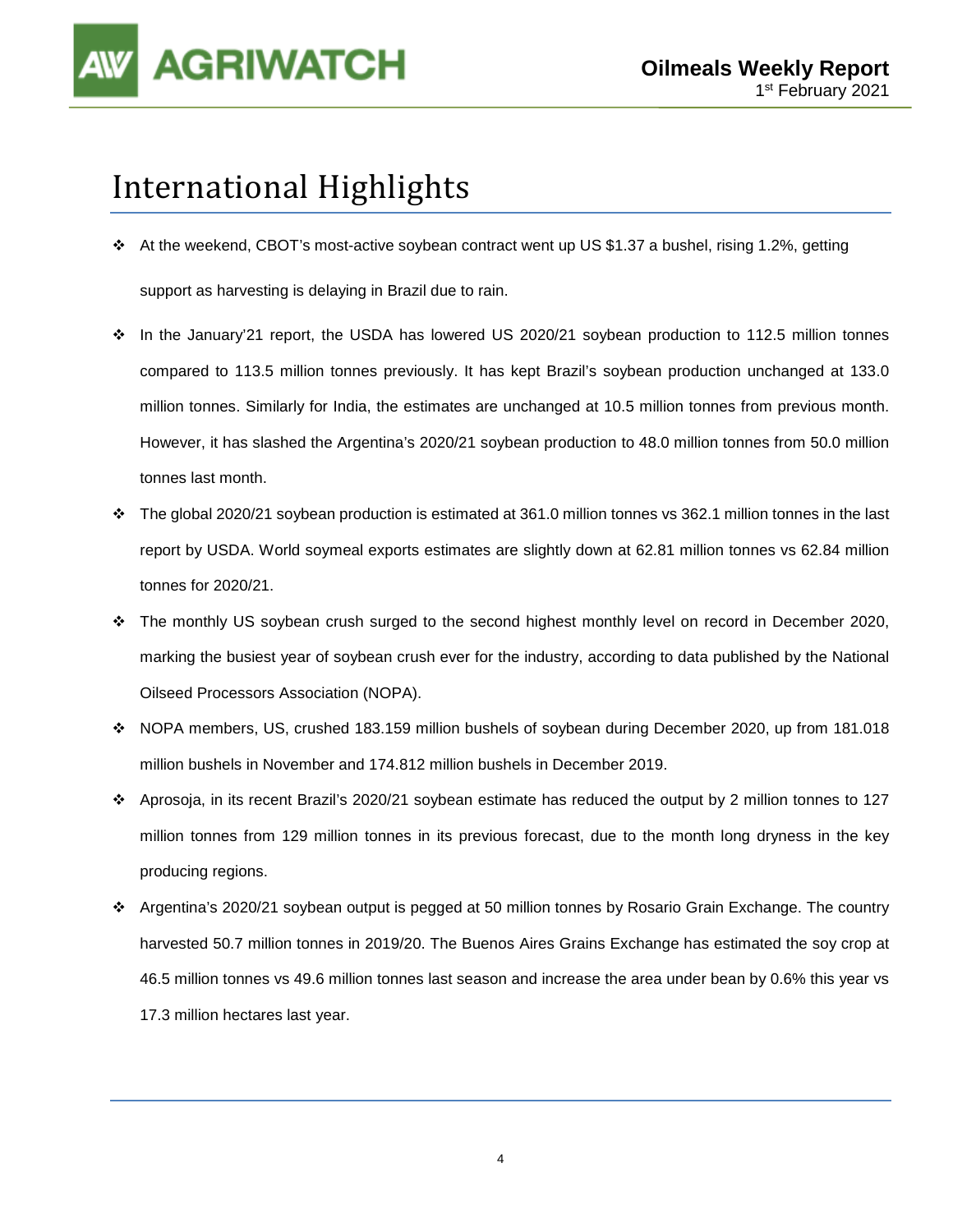# International Highlights

- At the weekend, CBOT's most-active soybean contract went up US $1.37 a bushel, rising 1.2%, getting support as harvesting is delaying in Brazil due to rain.
- In the January'21 report, the USDA has lowered US 2020/21 soybean production to 112.5 million tonnes compared to 113.5 million tonnes previously. It has kept Brazil's soybean production unchanged at 133.0 million tonnes. Similarly for India, the estimates are unchanged at 10.5 million tonnes from previous month. However, it has slashed the Argentina's 2020/21 soybean production to 48.0 million tonnes from 50.0 million tonnes last month.
- The global 2020/21 soybean production is estimated at 361.0 million tonnes vs 362.1 million tonnes in the last report by USDA. World soymeal exports estimates are slightly down at 62.81 million tonnes vs 62.84 million tonnes for 2020/21.
- The monthly US soybean crush surged to the second highest monthly level on record in December 2020, marking the busiest year of soybean crush ever for the industry, according to data published by the National Oilseed Processors Association (NOPA).
- NOPA members, US, crushed 183.159 million bushels of soybean during December 2020, up from 181.018 million bushels in November and 174.812 million bushels in December 2019.
- Aprosoja, in its recent Brazil's 2020/21 soybean estimate has reduced the output by 2 million tonnes to 127 million tonnes from 129 million tonnes in its previous forecast, due to the month long dryness in the key producing regions.
- Argentina's 2020/21 soybean output is pegged at 50 million tonnes by Rosario Grain Exchange. The country harvested 50.7 million tonnes in 2019/20. The Buenos Aires Grains Exchange has estimated the soy crop at 46.5 million tonnes vs 49.6 million tonnes last season and increase the area under bean by 0.6% this year vs 17.3 million hectares last year.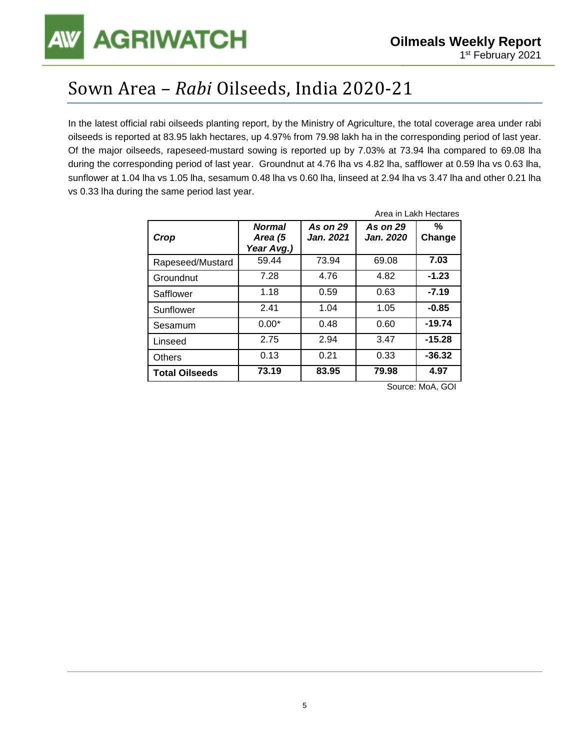# Sown Area – *Rabi* Oilseeds, India 2020-21

In the latest official rabi oilseeds planting report, by the Ministry of Agriculture, the total coverage area under rabi oilseeds is reported at 83.95 lakh hectares, up 4.97% from 79.98 lakh ha in the corresponding period of last year. Of the major oilseeds, rapeseed-mustard sowing is reported up by 7.03% at 73.94 lha compared to 69.08 lha during the corresponding period of last year. Groundnut at 4.76 lha vs 4.82 lha, safflower at 0.59 lha vs 0.63 lha, sunflower at 1.04 lha vs 1.05 lha, sesamum 0.48 lha vs 0.60 lha, linseed at 2.94 lha vs 3.47 lha and other 0.21 lha vs 0.33 lha during the same period last year.

Area in Lakh Hectares

| *Crop* | *Normal Area (5 Year Avg.)* | *As on 29 Jan. 2021* | *As on 29 Jan. 2020* | % Change |
|---|---|---|---|---|
| Rapeseed/Mustard | 59.44 | 73.94 | 69.08 | **7.03** |
| Groundnut | 7.28 | 4.76 | 4.82 | **-1.23** |
| Safflower | 1.18 | 0.59 | 0.63 | **-7.19** |
| Sunflower | 2.41 | 1.04 | 1.05 | **-0.85** |
| Sesamum | 0.00* | 0.48 | 0.60 | **-19.74** |
| Linseed | 2.75 | 2.94 | 3.47 | **-15.28** |
| Others | 0.13 | 0.21 | 0.33 | **-36.32** |
| **Total Oilseeds** | **73.19** | **83.95** | **79.98** | **4.97** |

Source: MoA, GOI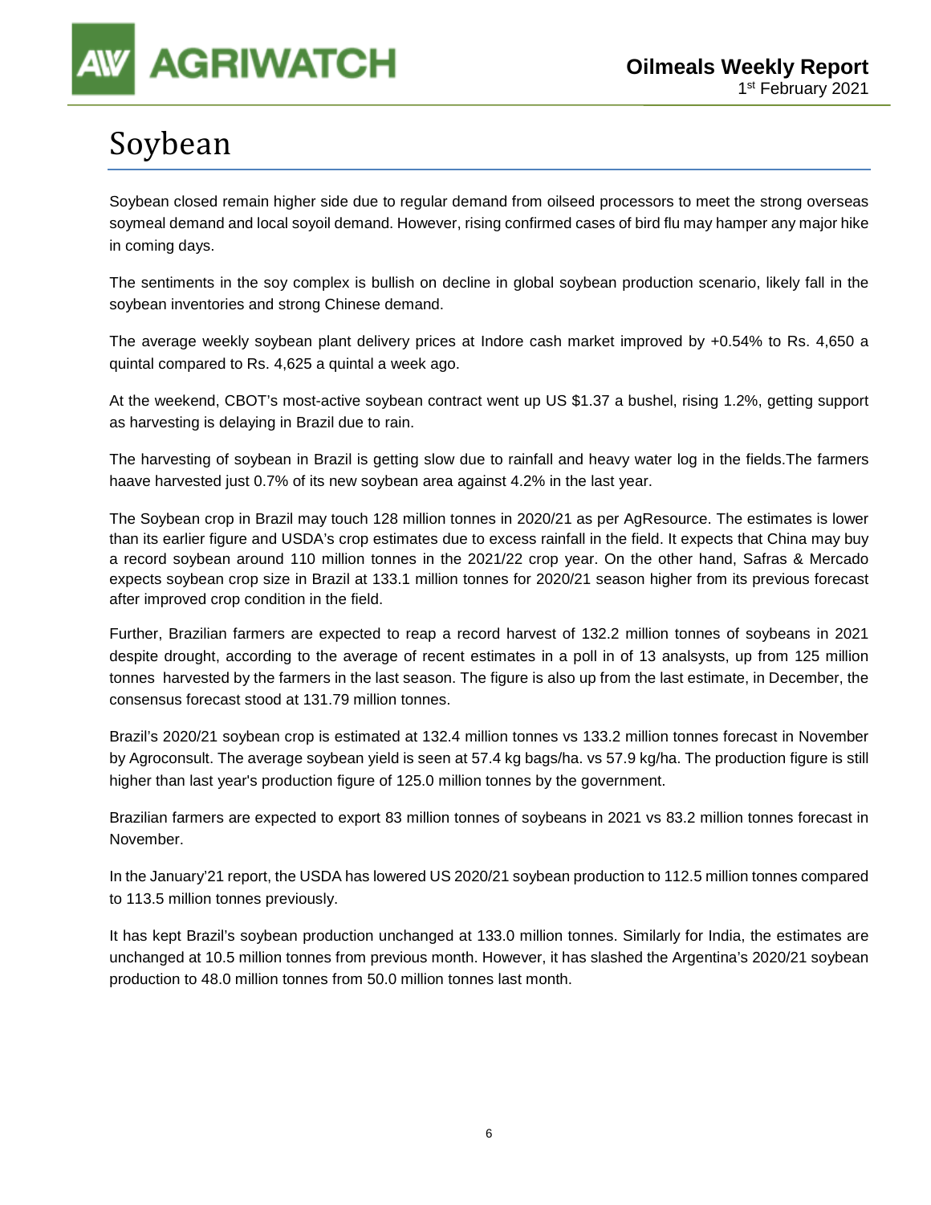# Soybean

Soybean closed remain higher side due to regular demand from oilseed processors to meet the strong overseas soymeal demand and local soyoil demand. However, rising confirmed cases of bird flu may hamper any major hike in coming days.

The sentiments in the soy complex is bullish on decline in global soybean production scenario, likely fall in the soybean inventories and strong Chinese demand.

The average weekly soybean plant delivery prices at Indore cash market improved by +0.54% to Rs. 4,650 a quintal compared to Rs. 4,625 a quintal a week ago.

At the weekend, CBOT's most-active soybean contract went up US $1.37 a bushel, rising 1.2%, getting support as harvesting is delaying in Brazil due to rain.

The harvesting of soybean in Brazil is getting slow due to rainfall and heavy water log in the fields.The farmers haave harvested just 0.7% of its new soybean area against 4.2% in the last year.

The Soybean crop in Brazil may touch 128 million tonnes in 2020/21 as per AgResource. The estimates is lower than its earlier figure and USDA's crop estimates due to excess rainfall in the field. It expects that China may buy a record soybean around 110 million tonnes in the 2021/22 crop year. On the other hand, Safras & Mercado expects soybean crop size in Brazil at 133.1 million tonnes for 2020/21 season higher from its previous forecast after improved crop condition in the field.

Further, Brazilian farmers are expected to reap a record harvest of 132.2 million tonnes of soybeans in 2021 despite drought, according to the average of recent estimates in a poll in of 13 analsysts, up from 125 million tonnes harvested by the farmers in the last season. The figure is also up from the last estimate, in December, the consensus forecast stood at 131.79 million tonnes.

Brazil's 2020/21 soybean crop is estimated at 132.4 million tonnes vs 133.2 million tonnes forecast in November by Agroconsult. The average soybean yield is seen at 57.4 kg bags/ha. vs 57.9 kg/ha. The production figure is still higher than last year's production figure of 125.0 million tonnes by the government.

Brazilian farmers are expected to export 83 million tonnes of soybeans in 2021 vs 83.2 million tonnes forecast in November.

In the January'21 report, the USDA has lowered US 2020/21 soybean production to 112.5 million tonnes compared to 113.5 million tonnes previously.

It has kept Brazil's soybean production unchanged at 133.0 million tonnes. Similarly for India, the estimates are unchanged at 10.5 million tonnes from previous month. However, it has slashed the Argentina's 2020/21 soybean production to 48.0 million tonnes from 50.0 million tonnes last month.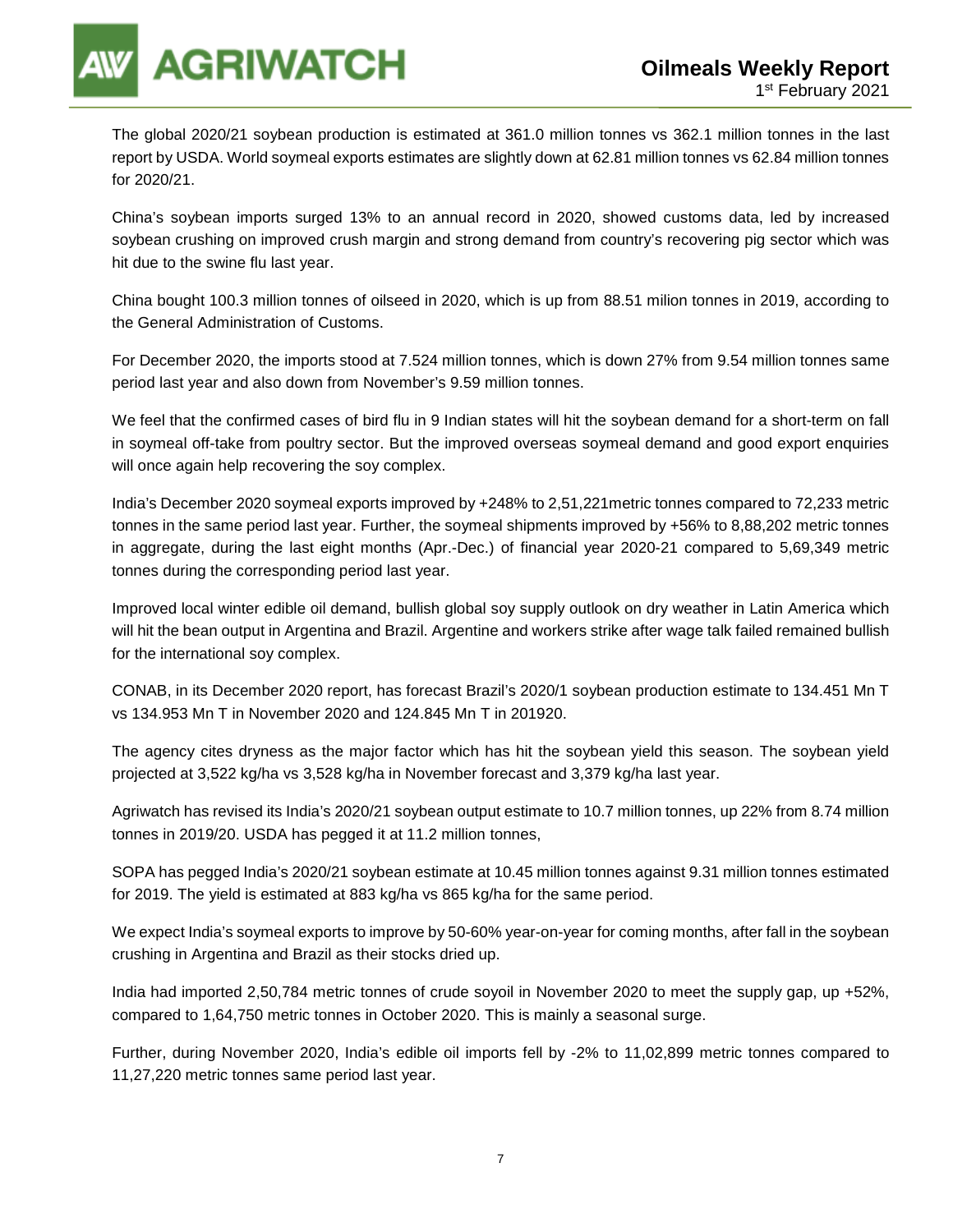The global 2020/21 soybean production is estimated at 361.0 million tonnes vs 362.1 million tonnes in the last report by USDA. World soymeal exports estimates are slightly down at 62.81 million tonnes vs 62.84 million tonnes for 2020/21.

China's soybean imports surged 13% to an annual record in 2020, showed customs data, led by increased soybean crushing on improved crush margin and strong demand from country's recovering pig sector which was hit due to the swine flu last year.

China bought 100.3 million tonnes of oilseed in 2020, which is up from 88.51 milion tonnes in 2019, according to the General Administration of Customs.

For December 2020, the imports stood at 7.524 million tonnes, which is down 27% from 9.54 million tonnes same period last year and also down from November's 9.59 million tonnes.

We feel that the confirmed cases of bird flu in 9 Indian states will hit the soybean demand for a short-term on fall in soymeal off-take from poultry sector. But the improved overseas soymeal demand and good export enquiries will once again help recovering the soy complex.

India's December 2020 soymeal exports improved by +248% to 2,51,221metric tonnes compared to 72,233 metric tonnes in the same period last year. Further, the soymeal shipments improved by +56% to 8,88,202 metric tonnes in aggregate, during the last eight months (Apr.-Dec.) of financial year 2020-21 compared to 5,69,349 metric tonnes during the corresponding period last year.

Improved local winter edible oil demand, bullish global soy supply outlook on dry weather in Latin America which will hit the bean output in Argentina and Brazil. Argentine and workers strike after wage talk failed remained bullish for the international soy complex.

CONAB, in its December 2020 report, has forecast Brazil's 2020/1 soybean production estimate to 134.451 Mn T vs 134.953 Mn T in November 2020 and 124.845 Mn T in 201920.

The agency cites dryness as the major factor which has hit the soybean yield this season. The soybean yield projected at 3,522 kg/ha vs 3,528 kg/ha in November forecast and 3,379 kg/ha last year.

Agriwatch has revised its India's 2020/21 soybean output estimate to 10.7 million tonnes, up 22% from 8.74 million tonnes in 2019/20. USDA has pegged it at 11.2 million tonnes,

SOPA has pegged India's 2020/21 soybean estimate at 10.45 million tonnes against 9.31 million tonnes estimated for 2019. The yield is estimated at 883 kg/ha vs 865 kg/ha for the same period.

We expect India's soymeal exports to improve by 50-60% year-on-year for coming months, after fall in the soybean crushing in Argentina and Brazil as their stocks dried up.

India had imported 2,50,784 metric tonnes of crude soyoil in November 2020 to meet the supply gap, up +52%, compared to 1,64,750 metric tonnes in October 2020. This is mainly a seasonal surge.

Further, during November 2020, India's edible oil imports fell by -2% to 11,02,899 metric tonnes compared to 11,27,220 metric tonnes same period last year.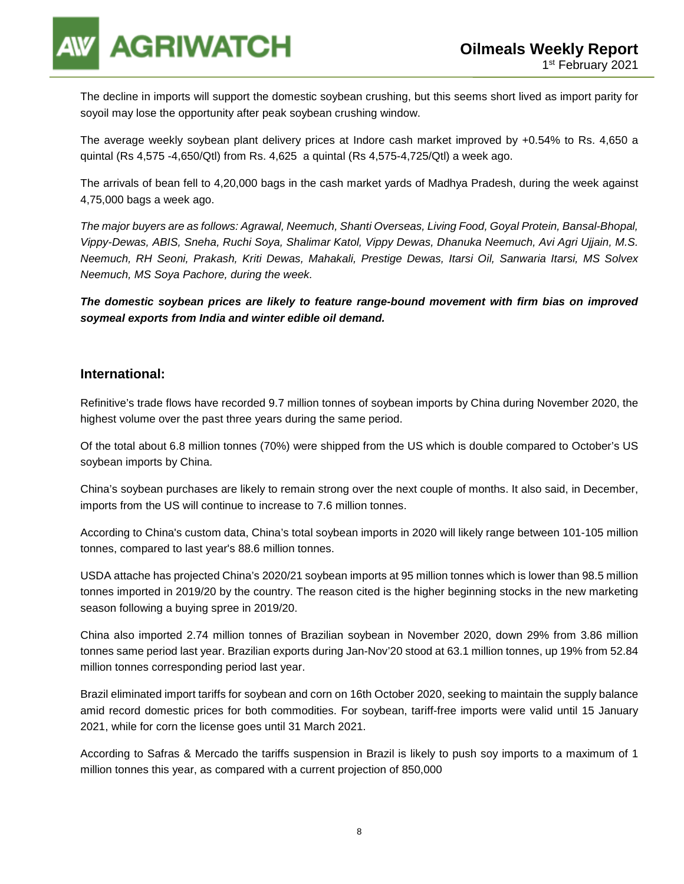The decline in imports will support the domestic soybean crushing, but this seems short lived as import parity for soyoil may lose the opportunity after peak soybean crushing window.

The average weekly soybean plant delivery prices at Indore cash market improved by +0.54% to Rs. 4,650 a quintal (Rs 4,575 -4,650/Qtl) from Rs. 4,625 a quintal (Rs 4,575-4,725/Qtl) a week ago.

The arrivals of bean fell to 4,20,000 bags in the cash market yards of Madhya Pradesh, during the week against 4,75,000 bags a week ago.

*The major buyers are as follows: Agrawal, Neemuch, Shanti Overseas, Living Food, Goyal Protein, Bansal-Bhopal, Vippy-Dewas, ABIS, Sneha, Ruchi Soya, Shalimar Katol, Vippy Dewas, Dhanuka Neemuch, Avi Agri Ujjain, M.S. Neemuch, RH Seoni, Prakash, Kriti Dewas, Mahakali, Prestige Dewas, Itarsi Oil, Sanwaria Itarsi, MS Solvex Neemuch, MS Soya Pachore, during the week.*

***The domestic soybean prices are likely to feature range-bound movement with firm bias on improved soymeal exports from India and winter edible oil demand.***

## International:

Refinitive's trade flows have recorded 9.7 million tonnes of soybean imports by China during November 2020, the highest volume over the past three years during the same period.

Of the total about 6.8 million tonnes (70%) were shipped from the US which is double compared to October's US soybean imports by China.

China's soybean purchases are likely to remain strong over the next couple of months. It also said, in December, imports from the US will continue to increase to 7.6 million tonnes.

According to China's custom data, China's total soybean imports in 2020 will likely range between 101-105 million tonnes, compared to last year's 88.6 million tonnes.

USDA attache has projected China's 2020/21 soybean imports at 95 million tonnes which is lower than 98.5 million tonnes imported in 2019/20 by the country. The reason cited is the higher beginning stocks in the new marketing season following a buying spree in 2019/20.

China also imported 2.74 million tonnes of Brazilian soybean in November 2020, down 29% from 3.86 million tonnes same period last year. Brazilian exports during Jan-Nov'20 stood at 63.1 million tonnes, up 19% from 52.84 million tonnes corresponding period last year.

Brazil eliminated import tariffs for soybean and corn on 16th October 2020, seeking to maintain the supply balance amid record domestic prices for both commodities. For soybean, tariff-free imports were valid until 15 January 2021, while for corn the license goes until 31 March 2021.

According to Safras & Mercado the tariffs suspension in Brazil is likely to push soy imports to a maximum of 1 million tonnes this year, as compared with a current projection of 850,000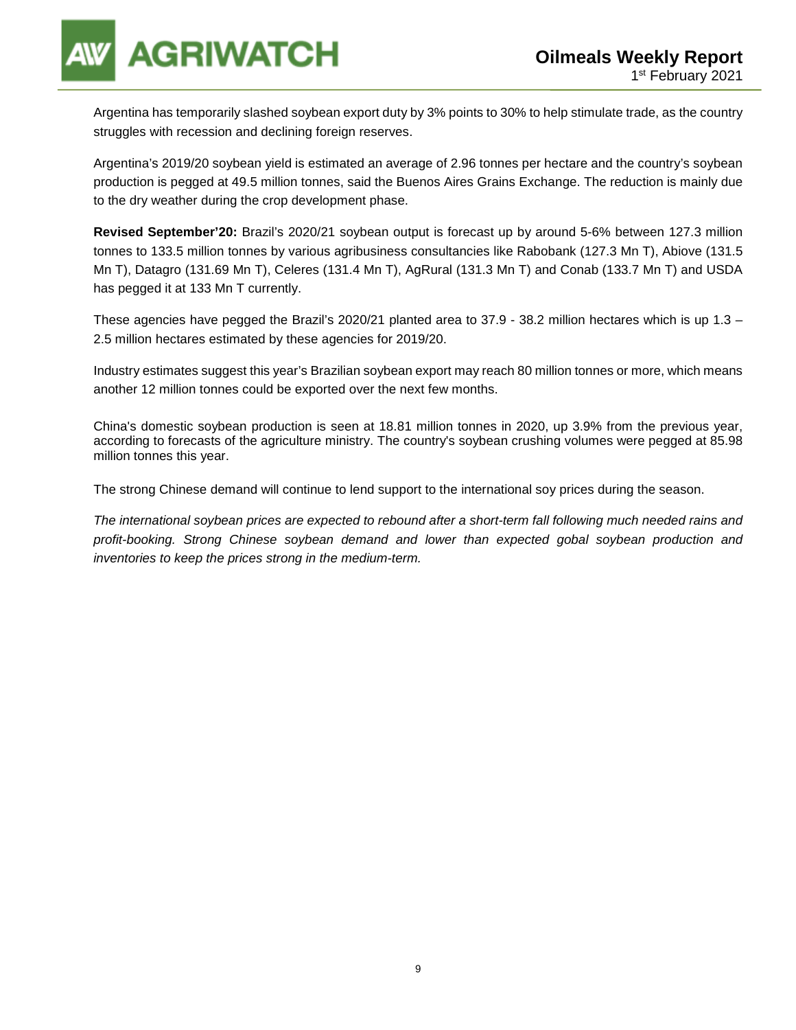Argentina has temporarily slashed soybean export duty by 3% points to 30% to help stimulate trade, as the country struggles with recession and declining foreign reserves.

Argentina's 2019/20 soybean yield is estimated an average of 2.96 tonnes per hectare and the country's soybean production is pegged at 49.5 million tonnes, said the Buenos Aires Grains Exchange. The reduction is mainly due to the dry weather during the crop development phase.

**Revised September'20:** Brazil's 2020/21 soybean output is forecast up by around 5-6% between 127.3 million tonnes to 133.5 million tonnes by various agribusiness consultancies like Rabobank (127.3 Mn T), Abiove (131.5 Mn T), Datagro (131.69 Mn T), Celeres (131.4 Mn T), AgRural (131.3 Mn T) and Conab (133.7 Mn T) and USDA has pegged it at 133 Mn T currently.

These agencies have pegged the Brazil's 2020/21 planted area to 37.9 - 38.2 million hectares which is up 1.3 – 2.5 million hectares estimated by these agencies for 2019/20.

Industry estimates suggest this year's Brazilian soybean export may reach 80 million tonnes or more, which means another 12 million tonnes could be exported over the next few months.

China's domestic soybean production is seen at 18.81 million tonnes in 2020, up 3.9% from the previous year, according to forecasts of the agriculture ministry. The country's soybean crushing volumes were pegged at 85.98 million tonnes this year.

The strong Chinese demand will continue to lend support to the international soy prices during the season.

*The international soybean prices are expected to rebound after a short-term fall following much needed rains and profit-booking. Strong Chinese soybean demand and lower than expected gobal soybean production and inventories to keep the prices strong in the medium-term.*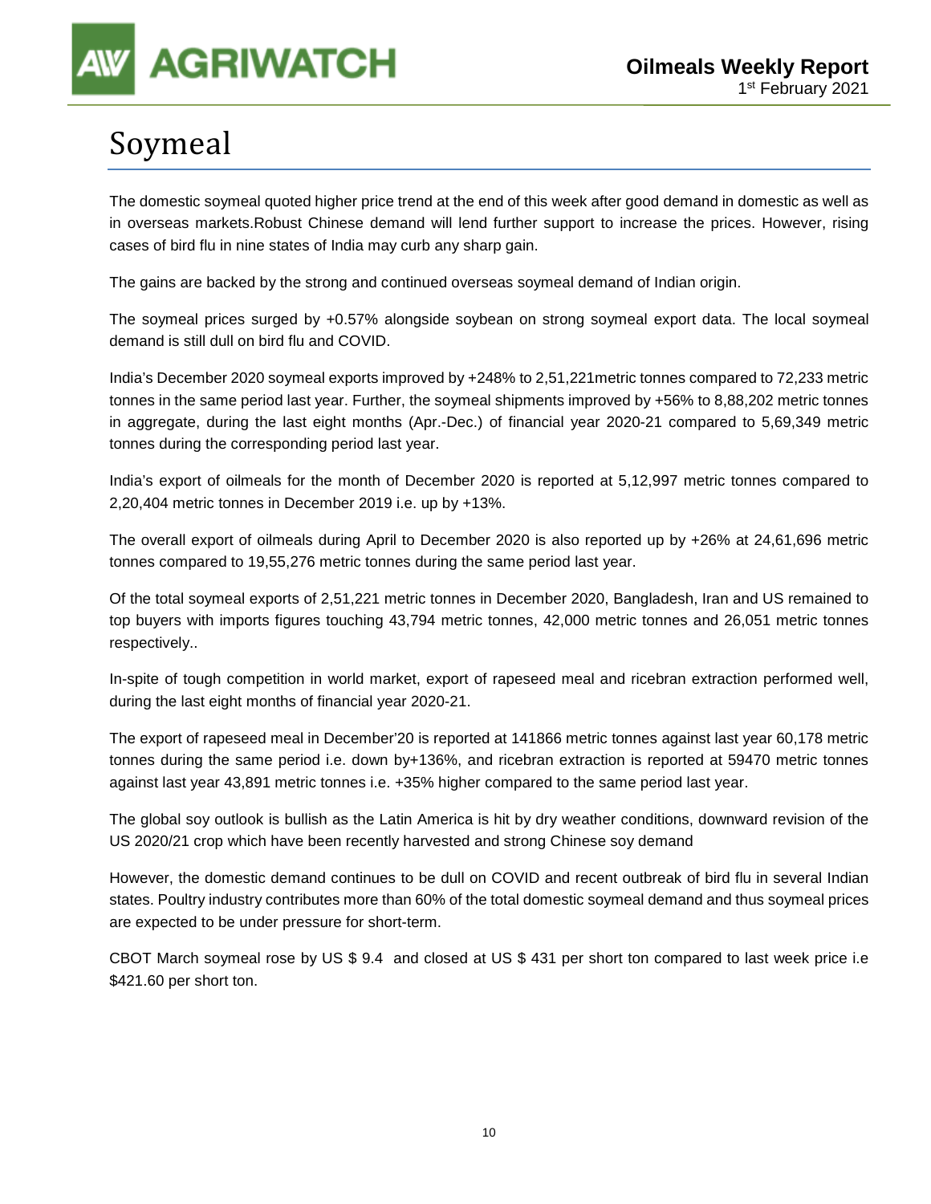# Soymeal

The domestic soymeal quoted higher price trend at the end of this week after good demand in domestic as well as in overseas markets.Robust Chinese demand will lend further support to increase the prices. However, rising cases of bird flu in nine states of India may curb any sharp gain.

The gains are backed by the strong and continued overseas soymeal demand of Indian origin.

The soymeal prices surged by +0.57% alongside soybean on strong soymeal export data. The local soymeal demand is still dull on bird flu and COVID.

India's December 2020 soymeal exports improved by +248% to 2,51,221metric tonnes compared to 72,233 metric tonnes in the same period last year. Further, the soymeal shipments improved by +56% to 8,88,202 metric tonnes in aggregate, during the last eight months (Apr.-Dec.) of financial year 2020-21 compared to 5,69,349 metric tonnes during the corresponding period last year.

India's export of oilmeals for the month of December 2020 is reported at 5,12,997 metric tonnes compared to 2,20,404 metric tonnes in December 2019 i.e. up by +13%.

The overall export of oilmeals during April to December 2020 is also reported up by +26% at 24,61,696 metric tonnes compared to 19,55,276 metric tonnes during the same period last year.

Of the total soymeal exports of 2,51,221 metric tonnes in December 2020, Bangladesh, Iran and US remained to top buyers with imports figures touching 43,794 metric tonnes, 42,000 metric tonnes and 26,051 metric tonnes respectively..

In-spite of tough competition in world market, export of rapeseed meal and ricebran extraction performed well, during the last eight months of financial year 2020-21.

The export of rapeseed meal in December'20 is reported at 141866 metric tonnes against last year 60,178 metric tonnes during the same period i.e. down by+136%, and ricebran extraction is reported at 59470 metric tonnes against last year 43,891 metric tonnes i.e. +35% higher compared to the same period last year.

The global soy outlook is bullish as the Latin America is hit by dry weather conditions, downward revision of the US 2020/21 crop which have been recently harvested and strong Chinese soy demand

However, the domestic demand continues to be dull on COVID and recent outbreak of bird flu in several Indian states. Poultry industry contributes more than 60% of the total domestic soymeal demand and thus soymeal prices are expected to be under pressure for short-term.

CBOT March soymeal rose by US $ 9.4 and closed at US $ 431 per short ton compared to last week price i.e $421.60 per short ton.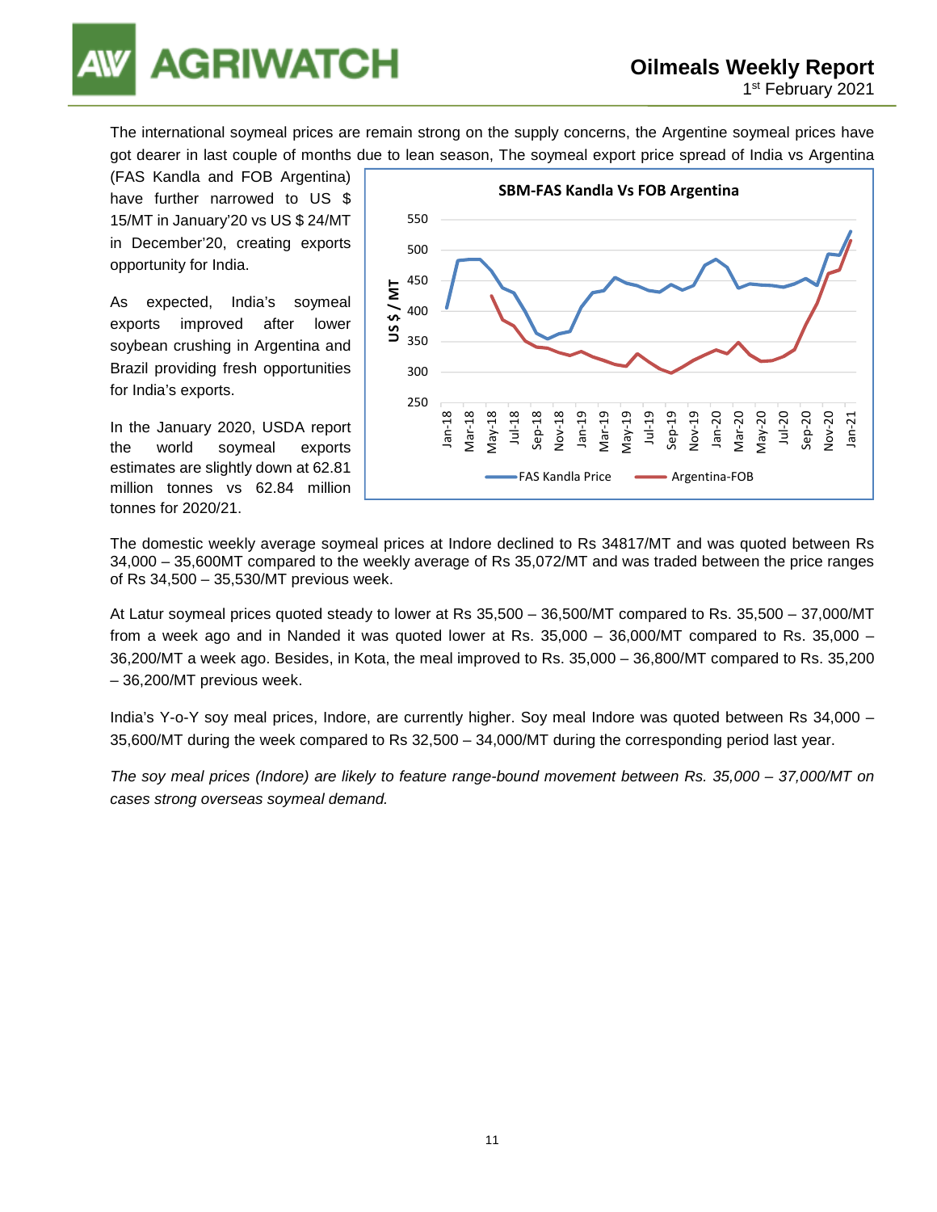The international soymeal prices are remain strong on the supply concerns, the Argentine soymeal prices have got dearer in last couple of months due to lean season, The soymeal export price spread of India vs Argentina (FAS Kandla and FOB Argentina) have further narrowed to US $ 15/MT in January'20 vs US $ 24/MT in December'20, creating exports opportunity for India.

As expected, India's soymeal exports improved after lower soybean crushing in Argentina and Brazil providing fresh opportunities for India's exports.

In the January 2020, USDA report the world soymeal exports estimates are slightly down at 62.81 million tonnes vs 62.84 million tonnes for 2020/21.

The domestic weekly average soymeal prices at Indore declined to Rs 34817/MT and was quoted between Rs 34,000 – 35,600MT compared to the weekly average of Rs 35,072/MT and was traded between the price ranges of Rs 34,500 – 35,530/MT previous week.

At Latur soymeal prices quoted steady to lower at Rs 35,500 – 36,500/MT compared to Rs. 35,500 – 37,000/MT from a week ago and in Nanded it was quoted lower at Rs. 35,000 – 36,000/MT compared to Rs. 35,000 – 36,200/MT a week ago. Besides, in Kota, the meal improved to Rs. 35,000 – 36,800/MT compared to Rs. 35,200 – 36,200/MT previous week.

India's Y-o-Y soy meal prices, Indore, are currently higher. Soy meal Indore was quoted between Rs 34,000 – 35,600/MT during the week compared to Rs 32,500 – 34,000/MT during the corresponding period last year.

*The soy meal prices (Indore) are likely to feature range-bound movement between Rs. 35,000 – 37,000/MT on cases strong overseas soymeal demand.*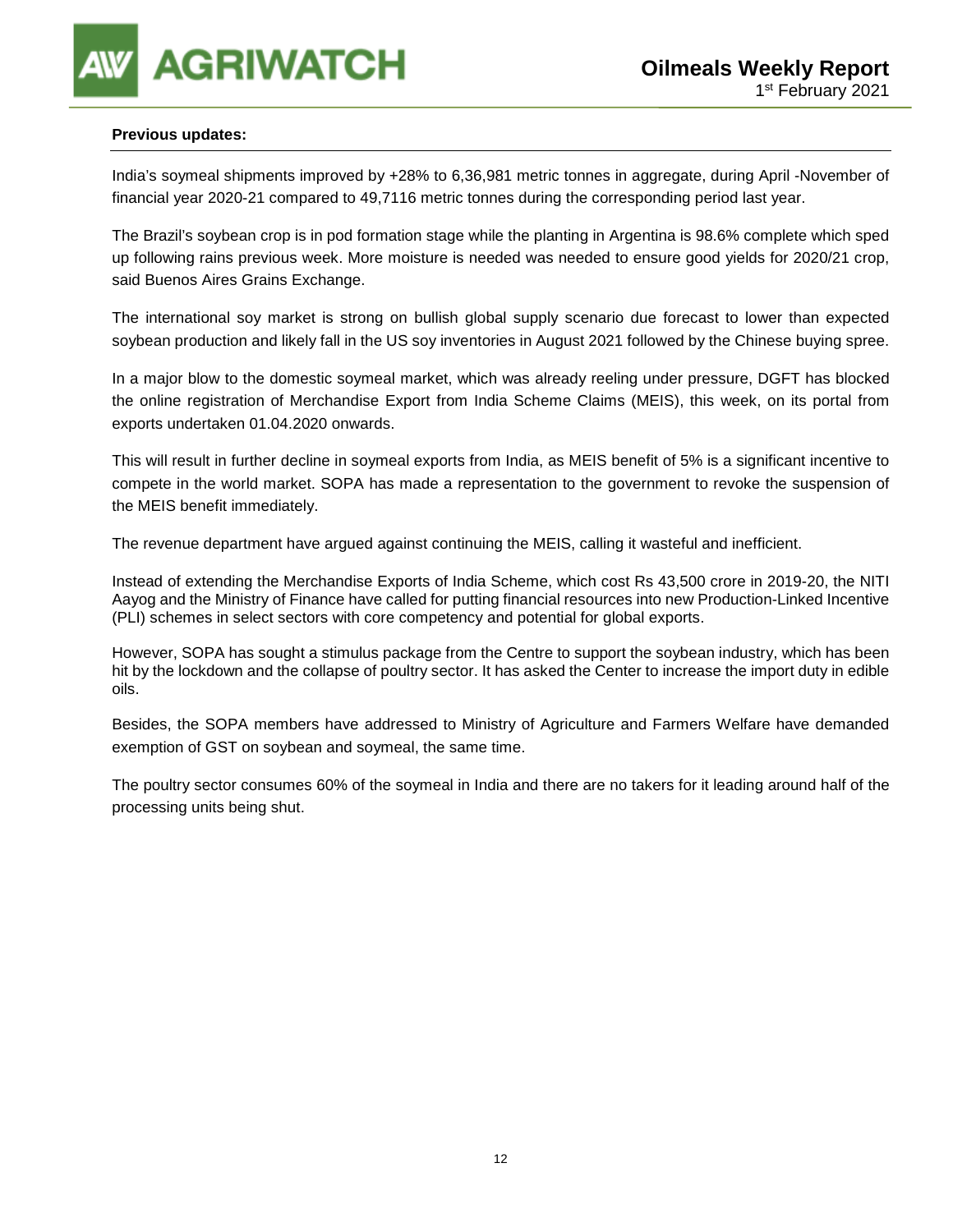**Previous updates:**

India's soymeal shipments improved by +28% to 6,36,981 metric tonnes in aggregate, during April -November of financial year 2020-21 compared to 49,7116 metric tonnes during the corresponding period last year.

The Brazil's soybean crop is in pod formation stage while the planting in Argentina is 98.6% complete which sped up following rains previous week. More moisture is needed was needed to ensure good yields for 2020/21 crop, said Buenos Aires Grains Exchange.

The international soy market is strong on bullish global supply scenario due forecast to lower than expected soybean production and likely fall in the US soy inventories in August 2021 followed by the Chinese buying spree.

In a major blow to the domestic soymeal market, which was already reeling under pressure, DGFT has blocked the online registration of Merchandise Export from India Scheme Claims (MEIS), this week, on its portal from exports undertaken 01.04.2020 onwards.

This will result in further decline in soymeal exports from India, as MEIS benefit of 5% is a significant incentive to compete in the world market. SOPA has made a representation to the government to revoke the suspension of the MEIS benefit immediately.

The revenue department have argued against continuing the MEIS, calling it wasteful and inefficient.

Instead of extending the Merchandise Exports of India Scheme, which cost Rs 43,500 crore in 2019-20, the NITI Aayog and the Ministry of Finance have called for putting financial resources into new Production-Linked Incentive (PLI) schemes in select sectors with core competency and potential for global exports.

However, SOPA has sought a stimulus package from the Centre to support the soybean industry, which has been hit by the lockdown and the collapse of poultry sector. It has asked the Center to increase the import duty in edible oils.

Besides, the SOPA members have addressed to Ministry of Agriculture and Farmers Welfare have demanded exemption of GST on soybean and soymeal, the same time.

The poultry sector consumes 60% of the soymeal in India and there are no takers for it leading around half of the processing units being shut.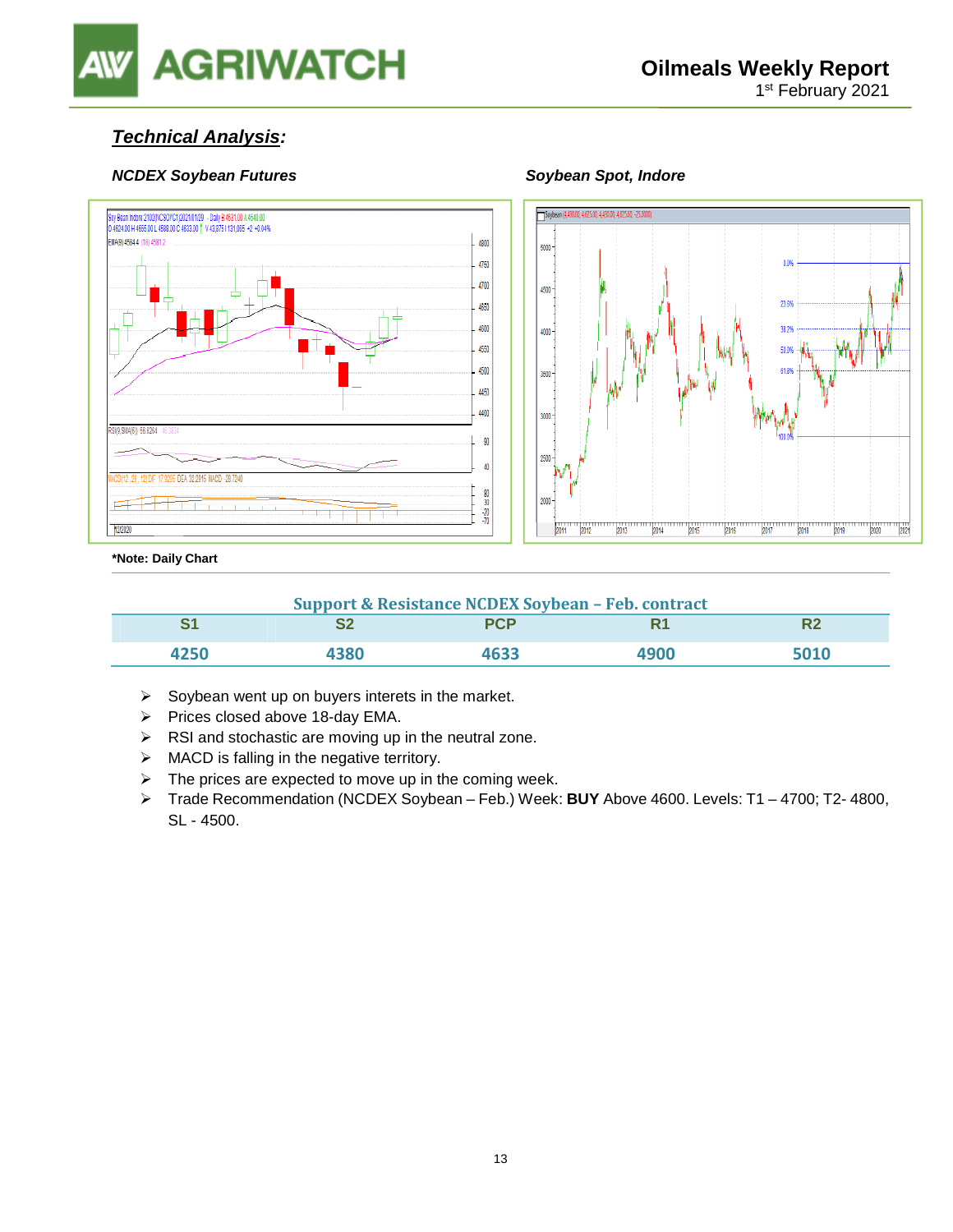## *Technical Analysis:*

***NCDEX Soybean Futures***

***Soybean Spot, Indore***

**\*Note: Daily Chart**

**Support & Resistance NCDEX Soybean – Feb. contract**

| S1 | S2 | PCP | R1 | R2 |
|---|---|---|---|---|
| 4250 | 4380 | 4633 | 4900 | 5010 |

- Soybean went up on buyers interets in the market.
- Prices closed above 18-day EMA.
- RSI and stochastic are moving up in the neutral zone.
- MACD is falling in the negative territory.
- The prices are expected to move up in the coming week.
- Trade Recommendation (NCDEX Soybean – Feb.) Week: **BUY** Above 4600. Levels: T1 – 4700; T2- 4800, SL - 4500.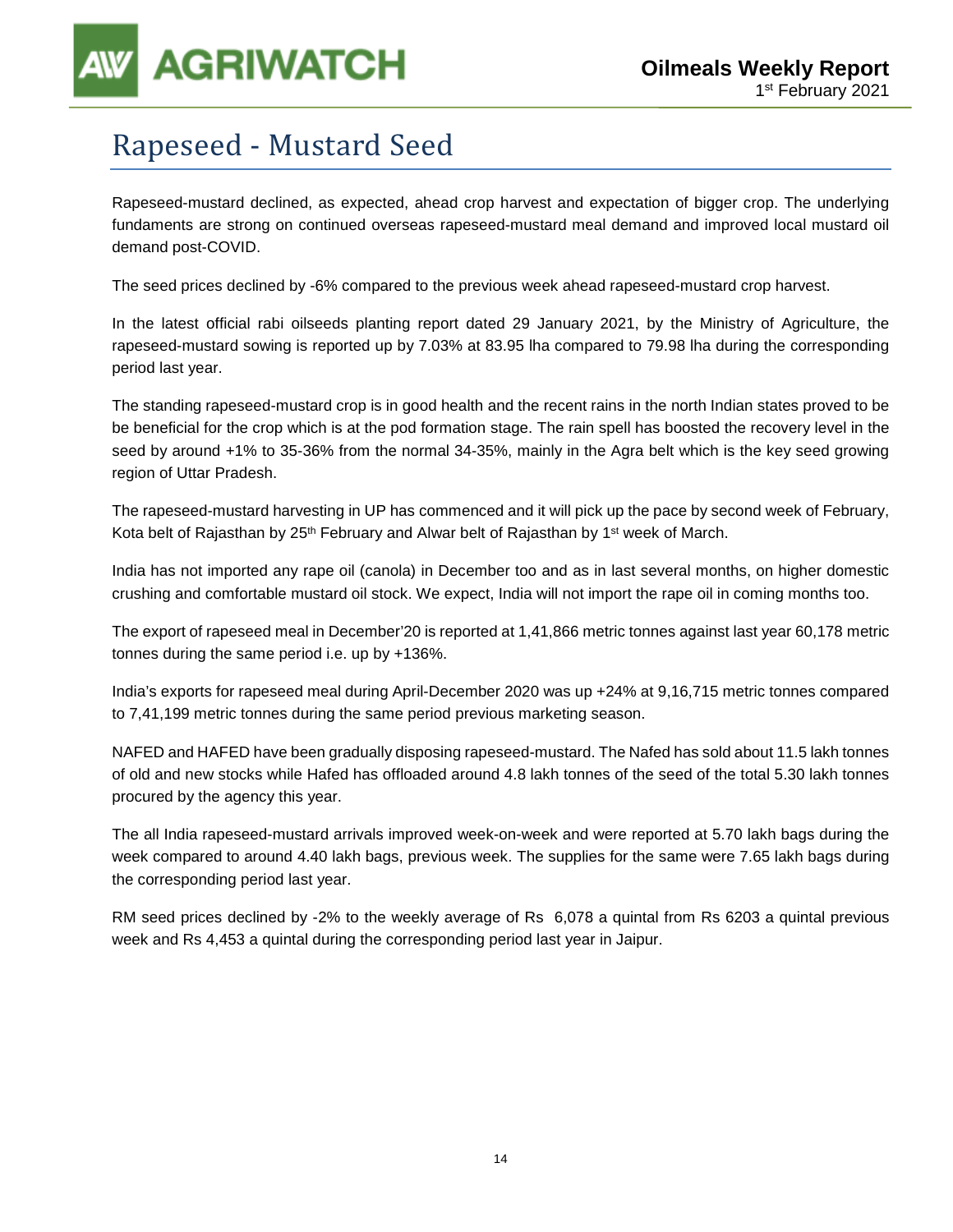# Rapeseed - Mustard Seed

Rapeseed-mustard declined, as expected, ahead crop harvest and expectation of bigger crop. The underlying fundaments are strong on continued overseas rapeseed-mustard meal demand and improved local mustard oil demand post-COVID.

The seed prices declined by -6% compared to the previous week ahead rapeseed-mustard crop harvest.

In the latest official rabi oilseeds planting report dated 29 January 2021, by the Ministry of Agriculture, the rapeseed-mustard sowing is reported up by 7.03% at 83.95 lha compared to 79.98 lha during the corresponding period last year.

The standing rapeseed-mustard crop is in good health and the recent rains in the north Indian states proved to be be beneficial for the crop which is at the pod formation stage. The rain spell has boosted the recovery level in the seed by around +1% to 35-36% from the normal 34-35%, mainly in the Agra belt which is the key seed growing region of Uttar Pradesh.

The rapeseed-mustard harvesting in UP has commenced and it will pick up the pace by second week of February, Kota belt of Rajasthan by 25th February and Alwar belt of Rajasthan by 1st week of March.

India has not imported any rape oil (canola) in December too and as in last several months, on higher domestic crushing and comfortable mustard oil stock. We expect, India will not import the rape oil in coming months too.

The export of rapeseed meal in December'20 is reported at 1,41,866 metric tonnes against last year 60,178 metric tonnes during the same period i.e. up by +136%.

India's exports for rapeseed meal during April-December 2020 was up +24% at 9,16,715 metric tonnes compared to 7,41,199 metric tonnes during the same period previous marketing season.

NAFED and HAFED have been gradually disposing rapeseed-mustard. The Nafed has sold about 11.5 lakh tonnes of old and new stocks while Hafed has offloaded around 4.8 lakh tonnes of the seed of the total 5.30 lakh tonnes procured by the agency this year.

The all India rapeseed-mustard arrivals improved week-on-week and were reported at 5.70 lakh bags during the week compared to around 4.40 lakh bags, previous week. The supplies for the same were 7.65 lakh bags during the corresponding period last year.

RM seed prices declined by -2% to the weekly average of Rs 6,078 a quintal from Rs 6203 a quintal previous week and Rs 4,453 a quintal during the corresponding period last year in Jaipur.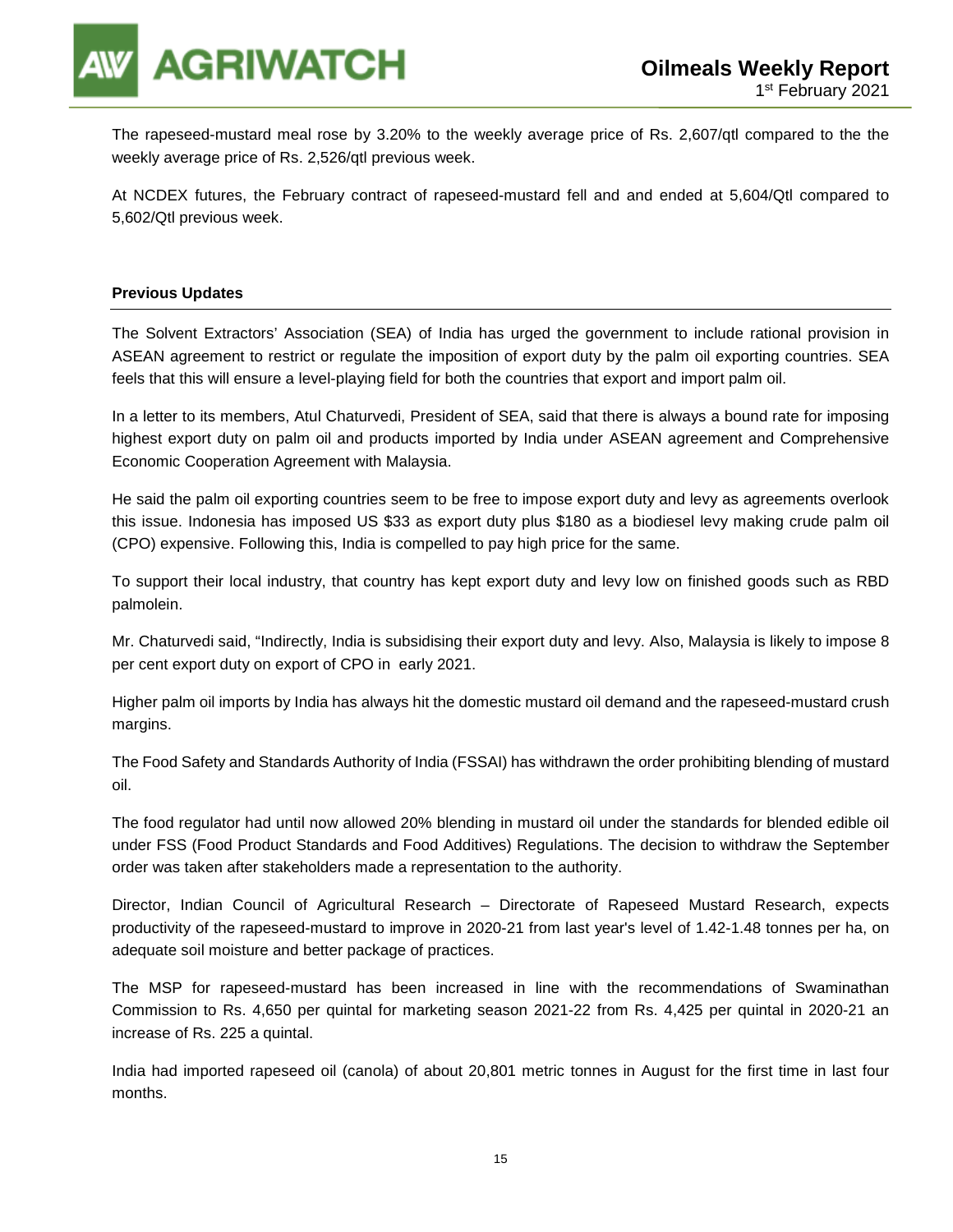The rapeseed-mustard meal rose by 3.20% to the weekly average price of Rs. 2,607/qtl compared to the the weekly average price of Rs. 2,526/qtl previous week.

At NCDEX futures, the February contract of rapeseed-mustard fell and and ended at 5,604/Qtl compared to 5,602/Qtl previous week.

**Previous Updates**

The Solvent Extractors' Association (SEA) of India has urged the government to include rational provision in ASEAN agreement to restrict or regulate the imposition of export duty by the palm oil exporting countries. SEA feels that this will ensure a level-playing field for both the countries that export and import palm oil.

In a letter to its members, Atul Chaturvedi, President of SEA, said that there is always a bound rate for imposing highest export duty on palm oil and products imported by India under ASEAN agreement and Comprehensive Economic Cooperation Agreement with Malaysia.

He said the palm oil exporting countries seem to be free to impose export duty and levy as agreements overlook this issue. Indonesia has imposed US $33 as export duty plus $180 as a biodiesel levy making crude palm oil (CPO) expensive. Following this, India is compelled to pay high price for the same.

To support their local industry, that country has kept export duty and levy low on finished goods such as RBD palmolein.

Mr. Chaturvedi said, "Indirectly, India is subsidising their export duty and levy. Also, Malaysia is likely to impose 8 per cent export duty on export of CPO in early 2021.

Higher palm oil imports by India has always hit the domestic mustard oil demand and the rapeseed-mustard crush margins.

The Food Safety and Standards Authority of India (FSSAI) has withdrawn the order prohibiting blending of mustard oil.

The food regulator had until now allowed 20% blending in mustard oil under the standards for blended edible oil under FSS (Food Product Standards and Food Additives) Regulations. The decision to withdraw the September order was taken after stakeholders made a representation to the authority.

Director, Indian Council of Agricultural Research – Directorate of Rapeseed Mustard Research, expects productivity of the rapeseed-mustard to improve in 2020-21 from last year's level of 1.42-1.48 tonnes per ha, on adequate soil moisture and better package of practices.

The MSP for rapeseed-mustard has been increased in line with the recommendations of Swaminathan Commission to Rs. 4,650 per quintal for marketing season 2021-22 from Rs. 4,425 per quintal in 2020-21 an increase of Rs. 225 a quintal.

India had imported rapeseed oil (canola) of about 20,801 metric tonnes in August for the first time in last four months.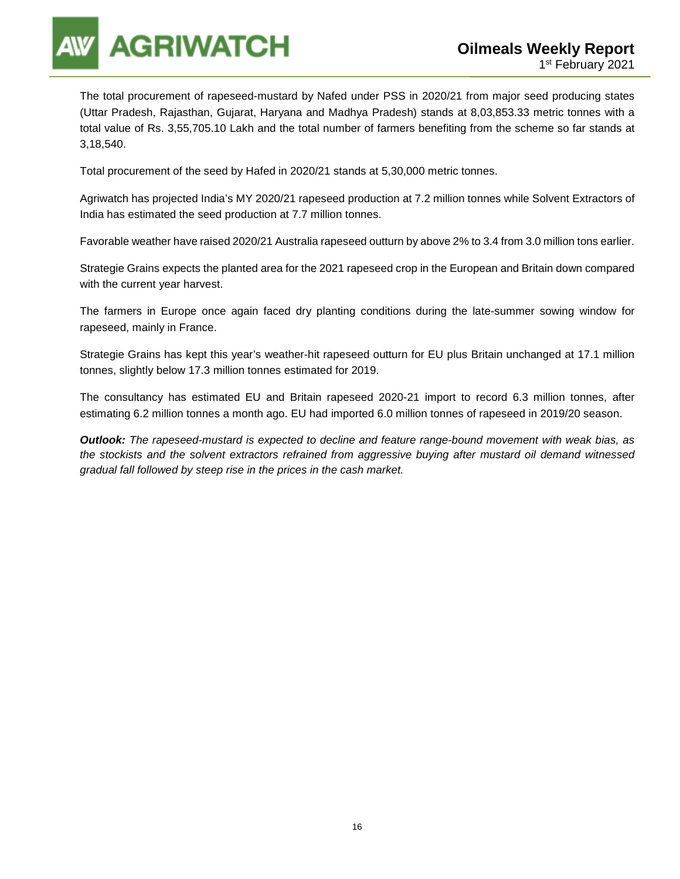The total procurement of rapeseed-mustard by Nafed under PSS in 2020/21 from major seed producing states (Uttar Pradesh, Rajasthan, Gujarat, Haryana and Madhya Pradesh) stands at 8,03,853.33 metric tonnes with a total value of Rs. 3,55,705.10 Lakh and the total number of farmers benefiting from the scheme so far stands at 3,18,540.

Total procurement of the seed by Hafed in 2020/21 stands at 5,30,000 metric tonnes.

Agriwatch has projected India's MY 2020/21 rapeseed production at 7.2 million tonnes while Solvent Extractors of India has estimated the seed production at 7.7 million tonnes.

Favorable weather have raised 2020/21 Australia rapeseed outturn by above 2% to 3.4 from 3.0 million tons earlier.

Strategie Grains expects the planted area for the 2021 rapeseed crop in the European and Britain down compared with the current year harvest.

The farmers in Europe once again faced dry planting conditions during the late-summer sowing window for rapeseed, mainly in France.

Strategie Grains has kept this year's weather-hit rapeseed outturn for EU plus Britain unchanged at 17.1 million tonnes, slightly below 17.3 million tonnes estimated for 2019.

The consultancy has estimated EU and Britain rapeseed 2020-21 import to record 6.3 million tonnes, after estimating 6.2 million tonnes a month ago. EU had imported 6.0 million tonnes of rapeseed in 2019/20 season.

***Outlook:*** *The rapeseed-mustard is expected to decline and feature range-bound movement with weak bias, as the stockists and the solvent extractors refrained from aggressive buying after mustard oil demand witnessed gradual fall followed by steep rise in the prices in the cash market.*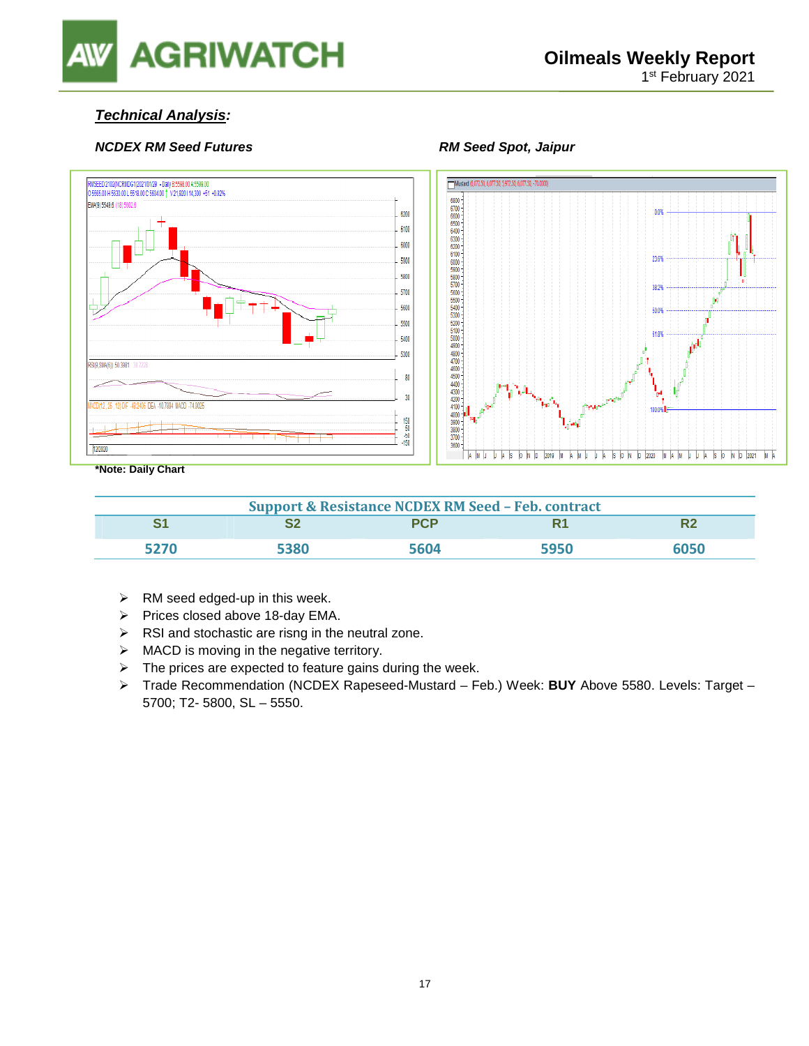## *Technical Analysis:*

***NCDEX RM Seed Futures*** | ***RM Seed Spot, Jaipur***

**\*Note: Daily Chart**

| Support & Resistance NCDEX RM Seed – Feb. contract | | | | |
|---|---|---|---|---|
| S1 | S2 | PCP | R1 | R2 |
| 5270 | 5380 | 5604 | 5950 | 6050 |

- RM seed edged-up in this week.
- Prices closed above 18-day EMA.
- RSI and stochastic are risng in the neutral zone.
- MACD is moving in the negative territory.
- The prices are expected to feature gains during the week.
- Trade Recommendation (NCDEX Rapeseed-Mustard – Feb.) Week: **BUY** Above 5580. Levels: Target – 5700; T2- 5800, SL – 5550.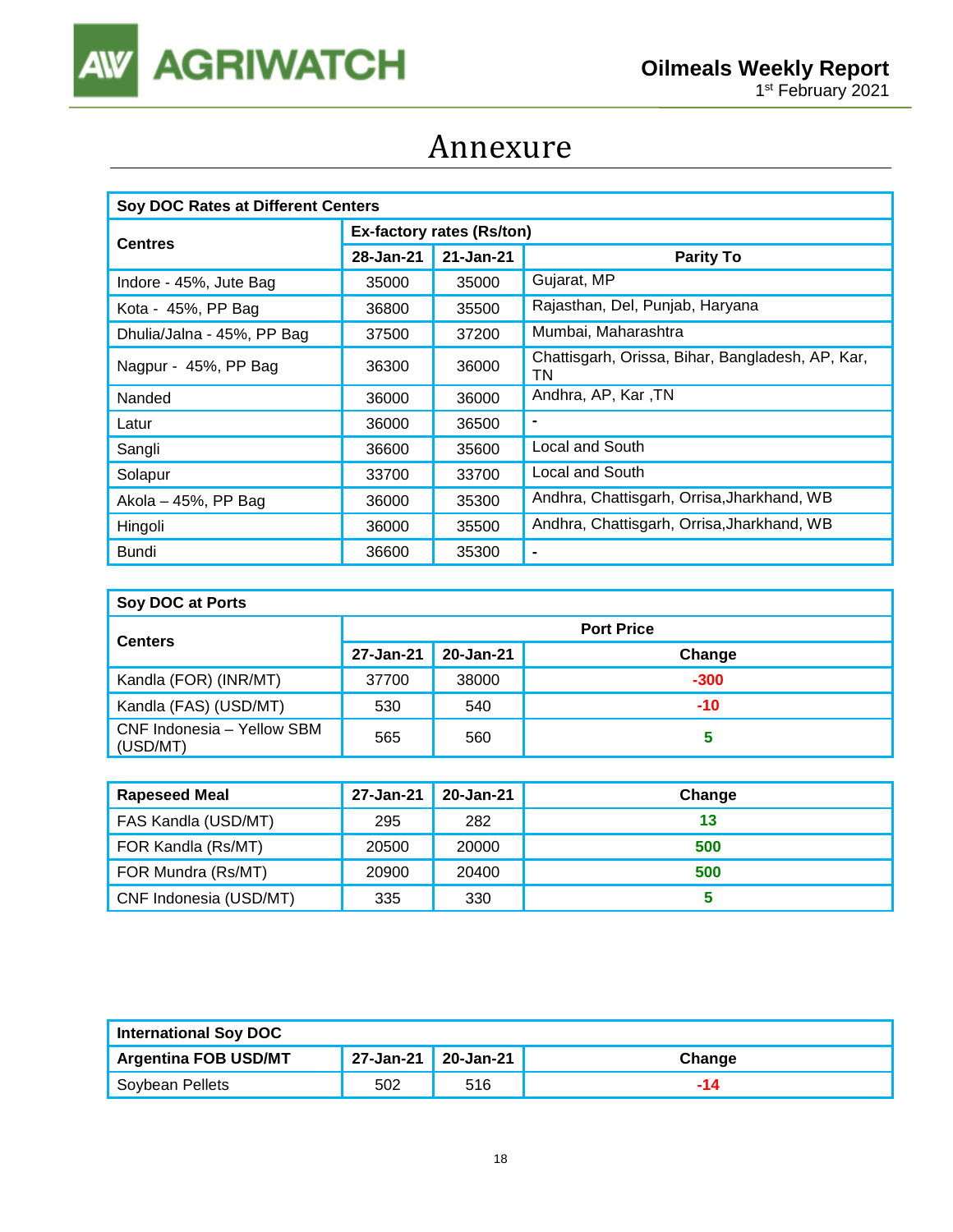# Annexure

| Soy DOC Rates at Different Centers | | | |
|---|---|---|---|
| Centres | Ex-factory rates (Rs/ton) | | |
| | 28-Jan-21 | 21-Jan-21 | Parity To |
| Indore - 45%, Jute Bag | 35000 | 35000 | Gujarat, MP |
| Kota - 45%, PP Bag | 36800 | 35500 | Rajasthan, Del, Punjab, Haryana |
| Dhulia/Jalna - 45%, PP Bag | 37500 | 37200 | Mumbai, Maharashtra |
| Nagpur - 45%, PP Bag | 36300 | 36000 | Chattisgarh, Orissa, Bihar, Bangladesh, AP, Kar, TN |
| Nanded | 36000 | 36000 | Andhra, AP, Kar ,TN |
| Latur | 36000 | 36500 | - |
| Sangli | 36600 | 35600 | Local and South |
| Solapur | 33700 | 33700 | Local and South |
| Akola – 45%, PP Bag | 36000 | 35300 | Andhra, Chattisgarh, Orrisa,Jharkhand, WB |
| Hingoli | 36000 | 35500 | Andhra, Chattisgarh, Orrisa,Jharkhand, WB |
| Bundi | 36600 | 35300 | - |

| Soy DOC at Ports | | | |
|---|---|---|---|
| Centers | Port Price | | |
| | 27-Jan-21 | 20-Jan-21 | Change |
| Kandla (FOR) (INR/MT) | 37700 | 38000 | -300 |
| Kandla (FAS) (USD/MT) | 530 | 540 | -10 |
| CNF Indonesia – Yellow SBM (USD/MT) | 565 | 560 | 5 |

| Rapeseed Meal | 27-Jan-21 | 20-Jan-21 | Change |
|---|---|---|---|
| FAS Kandla (USD/MT) | 295 | 282 | 13 |
| FOR Kandla (Rs/MT) | 20500 | 20000 | 500 |
| FOR Mundra (Rs/MT) | 20900 | 20400 | 500 |
| CNF Indonesia (USD/MT) | 335 | 330 | 5 |

| International Soy DOC | | | |
|---|---|---|---|
| Argentina FOB USD/MT | 27-Jan-21 | 20-Jan-21 | Change |
| Soybean Pellets | 502 | 516 | -14 |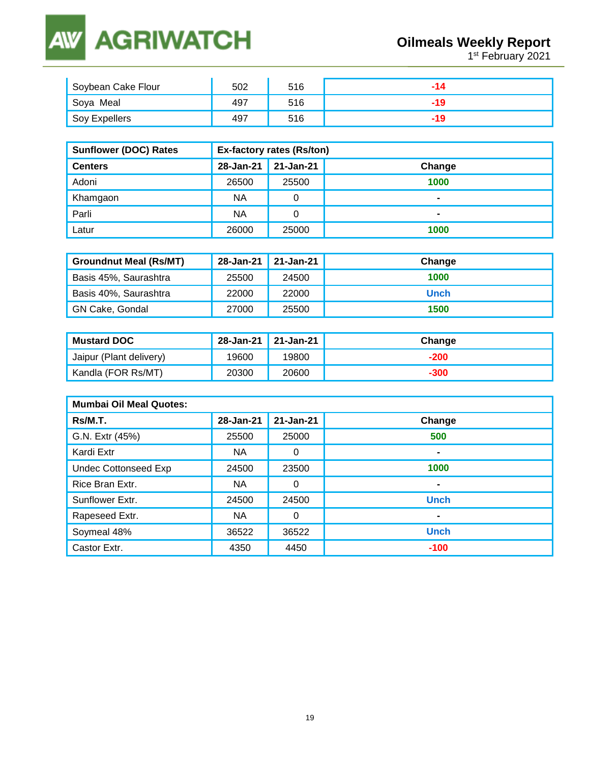| | | | |
|---|---|---|---|
| Soybean Cake Flour | 502 | 516 | -14 |
| Soya Meal | 497 | 516 | -19 |
| Soy Expellers | 497 | 516 | -19 |

| Sunflower (DOC) Rates | Ex-factory rates (Rs/ton) | | |
|---|---|---|---|
| **Centers** | **28-Jan-21** | **21-Jan-21** | **Change** |
| Adoni | 26500 | 25500 | 1000 |
| Khamgaon | NA | 0 | - |
| Parli | NA | 0 | - |
| Latur | 26000 | 25000 | 1000 |

| Groundnut Meal (Rs/MT) | 28-Jan-21 | 21-Jan-21 | Change |
|---|---|---|---|
| Basis 45%, Saurashtra | 25500 | 24500 | 1000 |
| Basis 40%, Saurashtra | 22000 | 22000 | Unch |
| GN Cake, Gondal | 27000 | 25500 | 1500 |

| Mustard DOC | 28-Jan-21 | 21-Jan-21 | Change |
|---|---|---|---|
| Jaipur (Plant delivery) | 19600 | 19800 | -200 |
| Kandla (FOR Rs/MT) | 20300 | 20600 | -300 |

| Mumbai Oil Meal Quotes: | | | |
|---|---|---|---|
| **Rs/M.T.** | **28-Jan-21** | **21-Jan-21** | **Change** |
| G.N. Extr (45%) | 25500 | 25000 | 500 |
| Kardi Extr | NA | 0 | - |
| Undec Cottonseed Exp | 24500 | 23500 | 1000 |
| Rice Bran Extr. | NA | 0 | - |
| Sunflower Extr. | 24500 | 24500 | Unch |
| Rapeseed Extr. | NA | 0 | - |
| Soymeal 48% | 36522 | 36522 | Unch |
| Castor Extr. | 4350 | 4450 | -100 |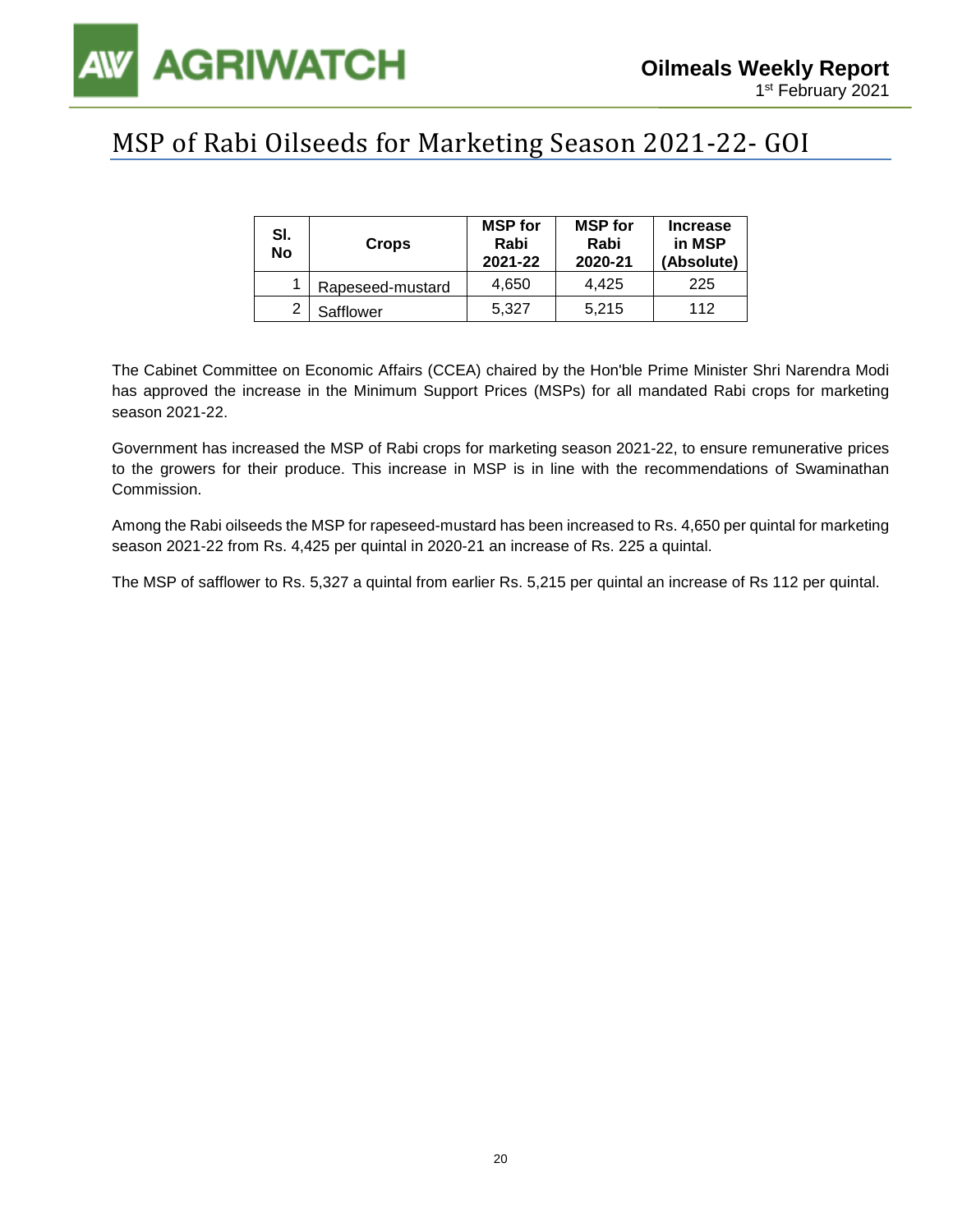# MSP of Rabi Oilseeds for Marketing Season 2021-22- GOI

| Sl. No | Crops | MSP for Rabi 2021-22 | MSP for Rabi 2020-21 | Increase in MSP (Absolute) |
|---|---|---|---|---|
| 1 | Rapeseed-mustard | 4,650 | 4,425 | 225 |
| 2 | Safflower | 5,327 | 5,215 | 112 |

The Cabinet Committee on Economic Affairs (CCEA) chaired by the Hon'ble Prime Minister Shri Narendra Modi has approved the increase in the Minimum Support Prices (MSPs) for all mandated Rabi crops for marketing season 2021-22.

Government has increased the MSP of Rabi crops for marketing season 2021-22, to ensure remunerative prices to the growers for their produce. This increase in MSP is in line with the recommendations of Swaminathan Commission.

Among the Rabi oilseeds the MSP for rapeseed-mustard has been increased to Rs. 4,650 per quintal for marketing season 2021-22 from Rs. 4,425 per quintal in 2020-21 an increase of Rs. 225 a quintal.

The MSP of safflower to Rs. 5,327 a quintal from earlier Rs. 5,215 per quintal an increase of Rs 112 per quintal.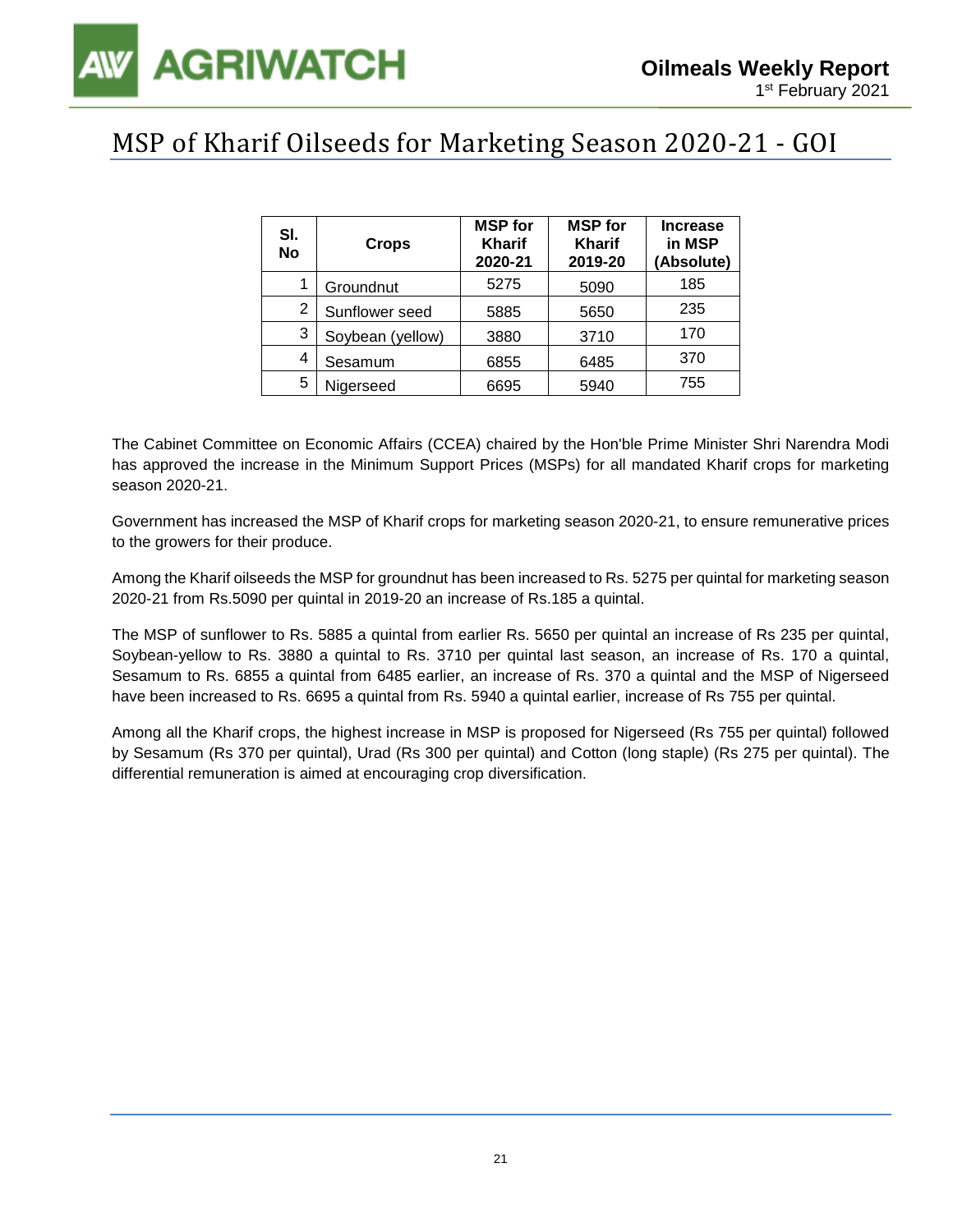# MSP of Kharif Oilseeds for Marketing Season 2020-21 - GOI

| Sl. No | Crops | MSP for Kharif 2020-21 | MSP for Kharif 2019-20 | Increase in MSP (Absolute) |
|---|---|---|---|---|
| 1 | Groundnut | 5275 | 5090 | 185 |
| 2 | Sunflower seed | 5885 | 5650 | 235 |
| 3 | Soybean (yellow) | 3880 | 3710 | 170 |
| 4 | Sesamum | 6855 | 6485 | 370 |
| 5 | Nigerseed | 6695 | 5940 | 755 |

The Cabinet Committee on Economic Affairs (CCEA) chaired by the Hon'ble Prime Minister Shri Narendra Modi has approved the increase in the Minimum Support Prices (MSPs) for all mandated Kharif crops for marketing season 2020-21.

Government has increased the MSP of Kharif crops for marketing season 2020-21, to ensure remunerative prices to the growers for their produce.

Among the Kharif oilseeds the MSP for groundnut has been increased to Rs. 5275 per quintal for marketing season 2020-21 from Rs.5090 per quintal in 2019-20 an increase of Rs.185 a quintal.

The MSP of sunflower to Rs. 5885 a quintal from earlier Rs. 5650 per quintal an increase of Rs 235 per quintal, Soybean-yellow to Rs. 3880 a quintal to Rs. 3710 per quintal last season, an increase of Rs. 170 a quintal, Sesamum to Rs. 6855 a quintal from 6485 earlier, an increase of Rs. 370 a quintal and the MSP of Nigerseed have been increased to Rs. 6695 a quintal from Rs. 5940 a quintal earlier, increase of Rs 755 per quintal.

Among all the Kharif crops, the highest increase in MSP is proposed for Nigerseed (Rs 755 per quintal) followed by Sesamum (Rs 370 per quintal), Urad (Rs 300 per quintal) and Cotton (long staple) (Rs 275 per quintal). The differential remuneration is aimed at encouraging crop diversification.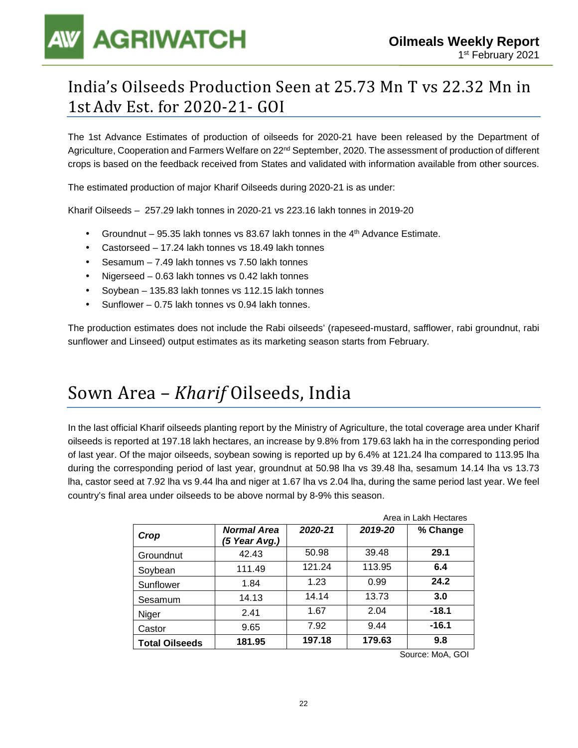# India's Oilseeds Production Seen at 25.73 Mn T vs 22.32 Mn in 1st Adv Est. for 2020-21- GOI

The 1st Advance Estimates of production of oilseeds for 2020-21 have been released by the Department of Agriculture, Cooperation and Farmers Welfare on 22nd September, 2020. The assessment of production of different crops is based on the feedback received from States and validated with information available from other sources.

The estimated production of major Kharif Oilseeds during 2020-21 is as under:

Kharif Oilseeds – 257.29 lakh tonnes in 2020-21 vs 223.16 lakh tonnes in 2019-20

- Groundnut – 95.35 lakh tonnes vs 83.67 lakh tonnes in the 4th Advance Estimate.
- Castorseed – 17.24 lakh tonnes vs 18.49 lakh tonnes
- Sesamum – 7.49 lakh tonnes vs 7.50 lakh tonnes
- Nigerseed – 0.63 lakh tonnes vs 0.42 lakh tonnes
- Soybean – 135.83 lakh tonnes vs 112.15 lakh tonnes
- Sunflower – 0.75 lakh tonnes vs 0.94 lakh tonnes.

The production estimates does not include the Rabi oilseeds' (rapeseed-mustard, safflower, rabi groundnut, rabi sunflower and Linseed) output estimates as its marketing season starts from February.

# Sown Area – *Kharif* Oilseeds, India

In the last official Kharif oilseeds planting report by the Ministry of Agriculture, the total coverage area under Kharif oilseeds is reported at 197.18 lakh hectares, an increase by 9.8% from 179.63 lakh ha in the corresponding period of last year. Of the major oilseeds, soybean sowing is reported up by 6.4% at 121.24 lha compared to 113.95 lha during the corresponding period of last year, groundnut at 50.98 lha vs 39.48 lha, sesamum 14.14 lha vs 13.73 lha, castor seed at 7.92 lha vs 9.44 lha and niger at 1.67 lha vs 2.04 lha, during the same period last year. We feel country's final area under oilseeds to be above normal by 8-9% this season.

Area in Lakh Hectares

| ***Crop*** | ***Normal Area (5 Year Avg.)*** | ***2020-21*** | ***2019-20*** | **% Change** |
|---|---|---|---|---|
| Groundnut | 42.43 | 50.98 | 39.48 | **29.1** |
| Soybean | 111.49 | 121.24 | 113.95 | **6.4** |
| Sunflower | 1.84 | 1.23 | 0.99 | **24.2** |
| Sesamum | 14.13 | 14.14 | 13.73 | **3.0** |
| Niger | 2.41 | 1.67 | 2.04 | **-18.1** |
| Castor | 9.65 | 7.92 | 9.44 | **-16.1** |
| **Total Oilseeds** | **181.95** | **197.18** | **179.63** | **9.8** |

Source: MoA, GOI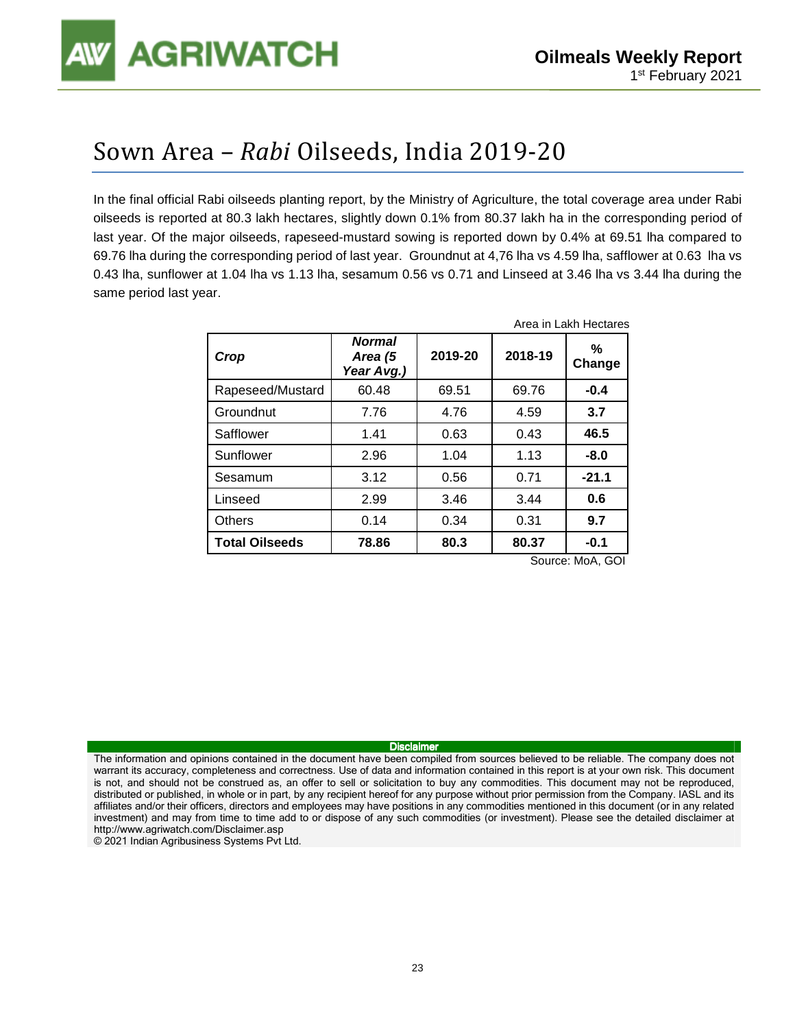# Sown Area – *Rabi* Oilseeds, India 2019-20

In the final official Rabi oilseeds planting report, by the Ministry of Agriculture, the total coverage area under Rabi oilseeds is reported at 80.3 lakh hectares, slightly down 0.1% from 80.37 lakh ha in the corresponding period of last year. Of the major oilseeds, rapeseed-mustard sowing is reported down by 0.4% at 69.51 lha compared to 69.76 lha during the corresponding period of last year. Groundnut at 4,76 lha vs 4.59 lha, safflower at 0.63 lha vs 0.43 lha, sunflower at 1.04 lha vs 1.13 lha, sesamum 0.56 vs 0.71 and Linseed at 3.46 lha vs 3.44 lha during the same period last year.

Area in Lakh Hectares

| *Crop* | *Normal Area (5 Year Avg.)* | 2019-20 | 2018-19 | % Change |
|---|---|---|---|---|
| Rapeseed/Mustard | 60.48 | 69.51 | 69.76 | **-0.4** |
| Groundnut | 7.76 | 4.76 | 4.59 | **3.7** |
| Safflower | 1.41 | 0.63 | 0.43 | **46.5** |
| Sunflower | 2.96 | 1.04 | 1.13 | **-8.0** |
| Sesamum | 3.12 | 0.56 | 0.71 | **-21.1** |
| Linseed | 2.99 | 3.46 | 3.44 | **0.6** |
| Others | 0.14 | 0.34 | 0.31 | **9.7** |
| **Total Oilseeds** | **78.86** | **80.3** | **80.37** | **-0.1** |

Source: MoA, GOI

**Disclaimer**

The information and opinions contained in the document have been compiled from sources believed to be reliable. The company does not warrant its accuracy, completeness and correctness. Use of data and information contained in this report is at your own risk. This document is not, and should not be construed as, an offer to sell or solicitation to buy any commodities. This document may not be reproduced, distributed or published, in whole or in part, by any recipient hereof for any purpose without prior permission from the Company. IASL and its affiliates and/or their officers, directors and employees may have positions in any commodities mentioned in this document (or in any related investment) and may from time to time add to or dispose of any such commodities (or investment). Please see the detailed disclaimer at http://www.agriwatch.com/Disclaimer.asp

© 2021 Indian Agribusiness Systems Pvt Ltd.